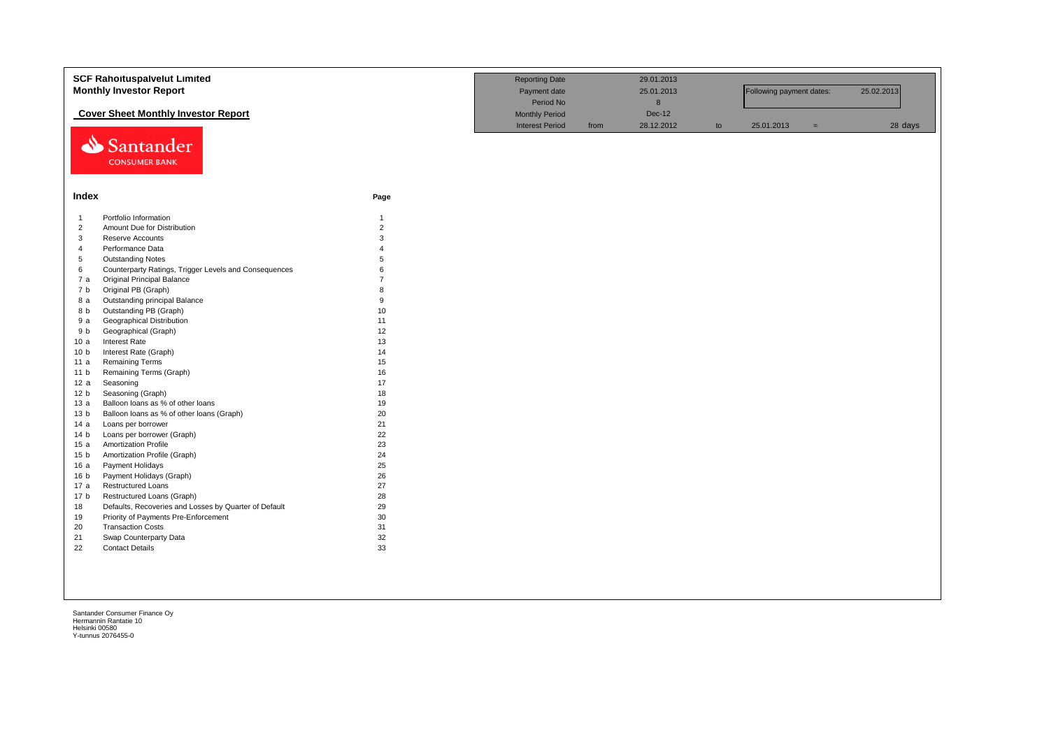# SCF Rahoituspalvelut Limited

## Monthly Investor Report

### Cover Sheet Monthly Investor Report

| | | | | | | | |
|---|---|---|---|---|---|---|---|
| Reporting Date | | 29.01.2013 | | | | | |
| Payment date | | 25.01.2013 | | Following payment dates: | | 25.02.2013 | |
| Period No | | 8 | | | | | |
| Monthly Period | | Dec-12 | | | | | |
| Interest Period | from | 28.12.2012 | to | 25.01.2013 | = | | 28 days |

Santander CONSUMER BANK

## Index

| | | Page |
|---|---|---|
| 1 | Portfolio Information | 1 |
| 2 | Amount Due for Distribution | 2 |
| 3 | Reserve Accounts | 3 |
| 4 | Performance Data | 4 |
| 5 | Outstanding Notes | 5 |
| 6 | Counterparty Ratings, Trigger Levels and Consequences | 6 |
| 7 a | Original Principal Balance | 7 |
| 7 b | Original PB (Graph) | 8 |
| 8 a | Outstanding principal Balance | 9 |
| 8 b | Outstanding PB (Graph) | 10 |
| 9 a | Geographical Distribution | 11 |
| 9 b | Geographical (Graph) | 12 |
| 10 a | Interest Rate | 13 |
| 10 b | Interest Rate (Graph) | 14 |
| 11 a | Remaining Terms | 15 |
| 11 b | Remaining Terms (Graph) | 16 |
| 12 a | Seasoning | 17 |
| 12 b | Seasoning (Graph) | 18 |
| 13 a | Balloon loans as % of other loans | 19 |
| 13 b | Balloon loans as % of other loans (Graph) | 20 |
| 14 a | Loans per borrower | 21 |
| 14 b | Loans per borrower (Graph) | 22 |
| 15 a | Amortization Profile | 23 |
| 15 b | Amortization Profile (Graph) | 24 |
| 16 a | Payment Holidays | 25 |
| 16 b | Payment Holidays (Graph) | 26 |
| 17 a | Restructured Loans | 27 |
| 17 b | Restructured Loans (Graph) | 28 |
| 18 | Defaults, Recoveries and Losses by Quarter of Default | 29 |
| 19 | Priority of Payments Pre-Enforcement | 30 |
| 20 | Transaction Costs | 31 |
| 21 | Swap Counterparty Data | 32 |
| 22 | Contact Details | 33 |

Santander Consumer Finance Oy
Hermannin Rantatie 10
Helsinki 00580
Y-tunnus 2076455-0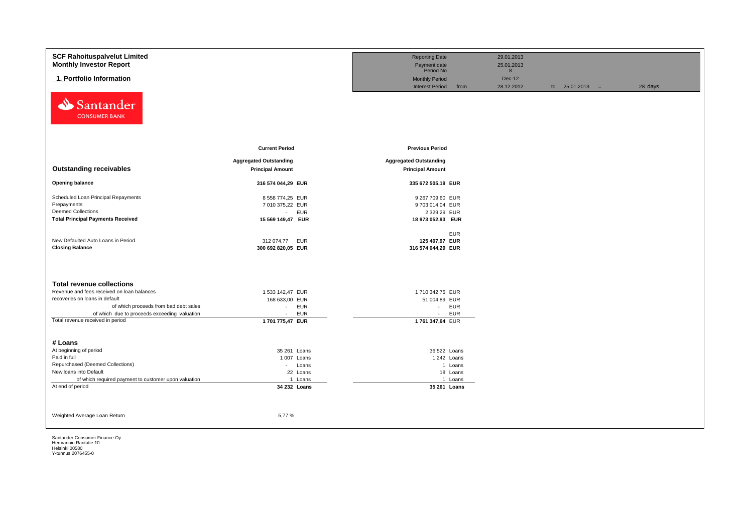**SCF Rahoituspalvelut Limited**
**Monthly Investor Report**

## 1. Portfolio Information

| | | | | |
|---|---|---|---|---|
| Reporting Date | | 29.01.2013 | | |
| Payment date | | 25.01.2013 | | |
| Period No | | 8 | | |
| Monthly Period | | Dec-12 | | |
| Interest Period | from | 28.12.2012 | to 25.01.2013 = | 28 days |

Santander CONSUMER BANK

| | Current Period | | Previous Period | |
|---|---|---|---|---|
| **Outstanding receivables** | **Aggregated Outstanding Principal Amount** | | **Aggregated Outstanding Principal Amount** | |
| **Opening balance** | **316 574 044,29** | **EUR** | **335 672 505,19** | **EUR** |
| Scheduled Loan Principal Repayments | 8 558 774,25 | EUR | 9 267 709,60 | EUR |
| Prepayments | 7 010 375,22 | EUR | 9 703 014,04 | EUR |
| Deemed Collections | - | EUR | 2 329,29 | EUR |
| **Total Principal Payments Received** | **15 569 149,47** | **EUR** | **18 973 052,93** | **EUR** |
| | | | | EUR |
| New Defaulted Auto Loans in Period | 312 074,77 | EUR | **125 407,97** | **EUR** |
| **Closing Balance** | **300 692 820,05** | **EUR** | **316 574 044,29** | **EUR** |

| **Total revenue collections** | | | | |
|---|---|---|---|---|
| Revenue and fees received on loan balances | 1 533 142,47 | EUR | 1 710 342,75 | EUR |
| recoveries on loans in default | 168 633,00 | EUR | 51 004,89 | EUR |
| of which proceeds from bad debt sales | - | EUR | - | EUR |
| of which due to proceeds exceeding valuation | - | EUR | - | EUR |
| Total revenue received in period | **1 701 775,47** | **EUR** | **1 761 347,64** | EUR |

| **# Loans** | | | | |
|---|---|---|---|---|
| At beginning of period | 35 261 | Loans | 36 522 | Loans |
| Paid in full | 1 007 | Loans | 1 242 | Loans |
| Repurchased (Deemed Collections) | - | Loans | 1 | Loans |
| New loans into Default | 22 | Loans | 18 | Loans |
| of which required payment to customer upon valuation | 1 | Loans | 1 | Loans |
| At end of period | **34 232** | **Loans** | **35 261** | **Loans** |

Weighted Average Loan Return 5,77 %

Santander Consumer Finance Oy
Hermannin Rantatie 10
Helsinki 00580
Y-tunnus 2076455-0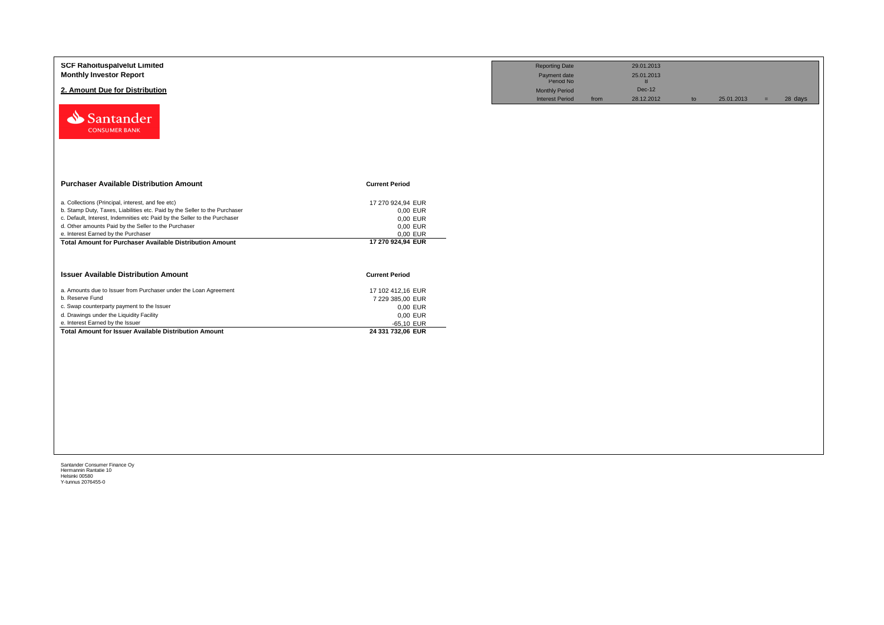**SCF Rahoituspalvelut Limited**
**Monthly Investor Report**

## 2. Amount Due for Distribution

| Reporting Date | | 29.01.2013 | | | | |
|---|---|---|---|---|---|---|
| Payment date | | 25.01.2013 | | | | |
| Period No | | 8 | | | | |
| Monthly Period | | Dec-12 | | | | |
| Interest Period | from | 28.12.2012 | to | 25.01.2013 | = | 28 days |

| Purchaser Available Distribution Amount | Current Period |
|---|---|
| a. Collections (Principal, interest, and fee etc) | 17 270 924,94 EUR |
| b. Stamp Duty, Taxes, Liabilities etc. Paid by the Seller to the Purchaser | 0,00 EUR |
| c. Default, Interest, Indemnities etc Paid by the Seller to the Purchaser | 0,00 EUR |
| d. Other amounts Paid by the Seller to the Purchaser | 0,00 EUR |
| e. Interest Earned by the Purchaser | 0,00 EUR |
| **Total Amount for Purchaser Available Distribution Amount** | **17 270 924,94 EUR** |

| Issuer Available Distribution Amount | Current Period |
|---|---|
| a. Amounts due to Issuer from Purchaser under the Loan Agreement | 17 102 412,16 EUR |
| b. Reserve Fund | 7 229 385,00 EUR |
| c. Swap counterparty payment to the Issuer | 0,00 EUR |
| d. Drawings under the Liquidity Facility | 0,00 EUR |
| e. Interest Earned by the Issuer | -65,10 EUR |
| **Total Amount for Issuer Available Distribution Amount** | **24 331 732,06 EUR** |

Santander Consumer Finance Oy
Hermannin Rantatie 10
Helsinki 00580
Y-tunnus 2076455-0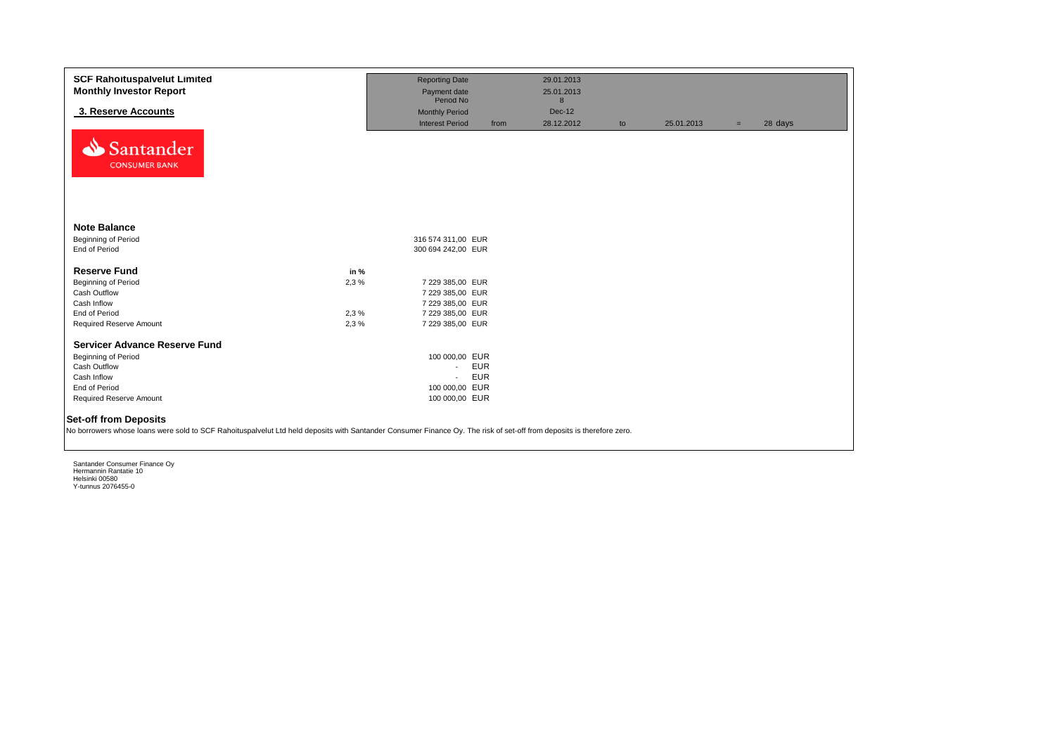**SCF Rahoituspalvelut Limited**
**Monthly Investor Report**

## 3. Reserve Accounts

| | | | | | | | |
|---|---|---|---|---|---|---|---|
| Reporting Date | | 29.01.2013 | | | | | |
| Payment date | | 25.01.2013 | | | | | |
| Period No | | 8 | | | | | |
| Monthly Period | | Dec-12 | | | | | |
| Interest Period | from | 28.12.2012 | to | 25.01.2013 | = | 28 days | |

Santander CONSUMER BANK

### Note Balance

| | | |
|---|---|---|
| Beginning of Period | 316 574 311,00 | EUR |
| End of Period | 300 694 242,00 | EUR |

### Reserve Fund

| | in % | | |
|---|---|---|---|
| Beginning of Period | 2,3 % | 7 229 385,00 | EUR |
| Cash Outflow | | 7 229 385,00 | EUR |
| Cash Inflow | | 7 229 385,00 | EUR |
| End of Period | 2,3 % | 7 229 385,00 | EUR |
| Required Reserve Amount | 2,3 % | 7 229 385,00 | EUR |

### Servicer Advance Reserve Fund

| | | |
|---|---|---|
| Beginning of Period | 100 000,00 | EUR |
| Cash Outflow | - | EUR |
| Cash Inflow | - | EUR |
| End of Period | 100 000,00 | EUR |
| Required Reserve Amount | 100 000,00 | EUR |

### Set-off from Deposits

No borrowers whose loans were sold to SCF Rahoituspalvelut Ltd held deposits with Santander Consumer Finance Oy. The risk of set-off from deposits is therefore zero.

Santander Consumer Finance Oy
Hermannin Rantatie 10
Helsinki 00580
Y-tunnus 2076455-0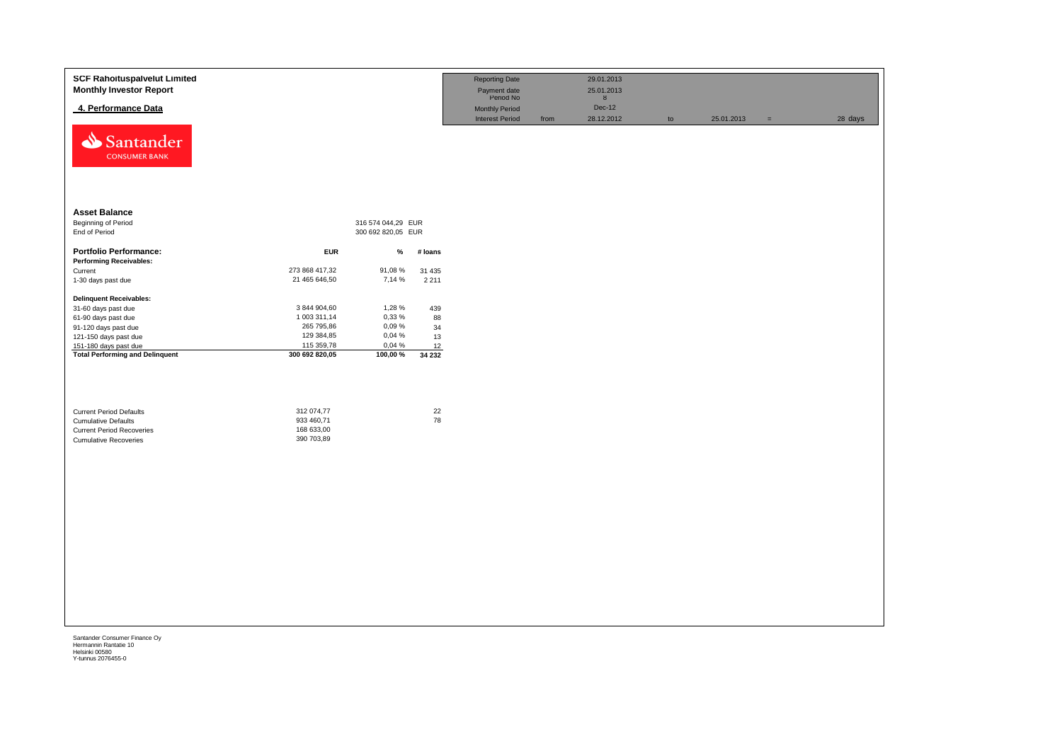**SCF Rahoituspalvelut Limited**
**Monthly Investor Report**

**4. Performance Data**

| Reporting Date | | 29.01.2013 | | | | |
|---|---|---|---|---|---|---|
| Payment date | | 25.01.2013 | | | | |
| Period No | | 8 | | | | |
| Monthly Period | | Dec-12 | | | | |
| Interest Period | from | 28.12.2012 | to | 25.01.2013 | = | 28 days |

Santander CONSUMER BANK

## Asset Balance

| | |
|---|---|
| Beginning of Period | 316 574 044,29 EUR |
| End of Period | 300 692 820,05 EUR |

| **Portfolio Performance:** | **EUR** | **%** | **# loans** |
|---|---|---|---|
| **Performing Receivables:** | | | |
| Current | 273 868 417,32 | 91,08 % | 31 435 |
| 1-30 days past due | 21 465 646,50 | 7,14 % | 2 211 |
| **Delinquent Receivables:** | | | |
| 31-60 days past due | 3 844 904,60 | 1,28 % | 439 |
| 61-90 days past due | 1 003 311,14 | 0,33 % | 88 |
| 91-120 days past due | 265 795,86 | 0,09 % | 34 |
| 121-150 days past due | 129 384,85 | 0,04 % | 13 |
| 151-180 days past due | 115 359,78 | 0,04 % | 12 |
| **Total Performing and Delinquent** | **300 692 820,05** | **100,00 %** | **34 232** |

| | | |
|---|---|---|
| Current Period Defaults | 312 074,77 | 22 |
| Cumulative Defaults | 933 460,71 | 78 |
| Current Period Recoveries | 168 633,00 | |
| Cumulative Recoveries | 390 703,89 | |

Santander Consumer Finance Oy
Hermannin Rantatie 10
Helsinki 00580
Y-tunnus 2076455-0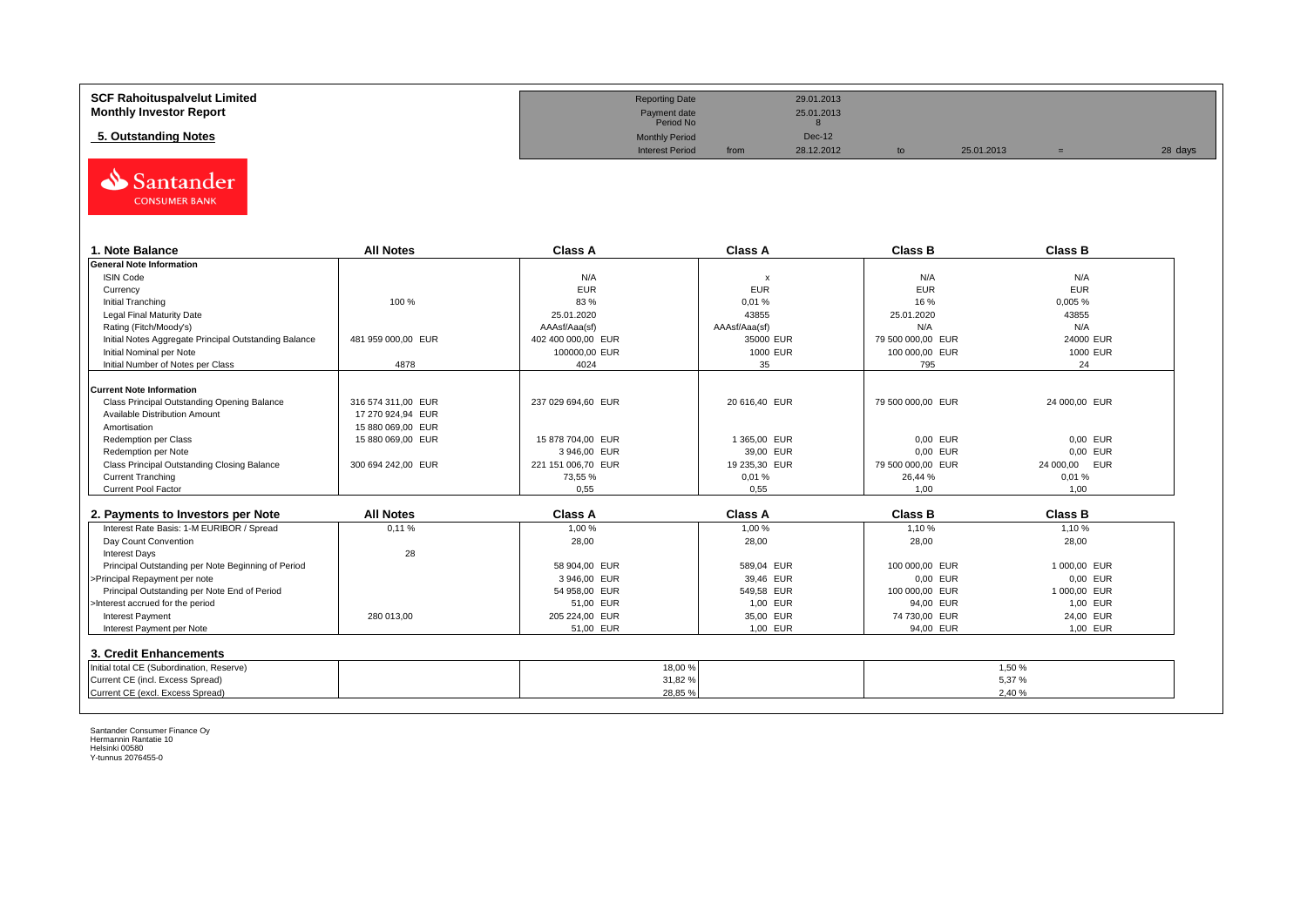**SCF Rahoituspalvelut Limited**
**Monthly Investor Report**

**5. Outstanding Notes**

| | | | | | | |
|---|---|---|---|---|---|---|
| Reporting Date | | 29.01.2013 | | | | |
| Payment date | | 25.01.2013 | | | | |
| Period No | | 8 | | | | |
| Monthly Period | | Dec-12 | | | | |
| Interest Period | from | 28.12.2012 | to | 25.01.2013 | = | 28 days |

Santander CONSUMER BANK

| 1. Note Balance | All Notes | Class A | Class A | Class B | Class B |
|---|---|---|---|---|---|
| **General Note Information** | | | | | |
| ISIN Code | | N/A | x | N/A | N/A |
| Currency | | EUR | EUR | EUR | EUR |
| Initial Tranching | 100 % | 83 % | 0,01 % | 16 % | 0,005 % |
| Legal Final Maturity Date | | 25.01.2020 | 43855 | 25.01.2020 | 43855 |
| Rating (Fitch/Moody's) | | AAAsf/Aaa(sf) | AAAsf/Aaa(sf) | N/A | N/A |
| Initial Notes Aggregate Principal Outstanding Balance | 481 959 000,00 EUR | 402 400 000,00 EUR | 35000 EUR | 79 500 000,00 EUR | 24000 EUR |
| Initial Nominal per Note | | 100000,00 EUR | 1000 EUR | 100 000,00 EUR | 1000 EUR |
| Initial Number of Notes per Class | 4878 | 4024 | 35 | 795 | 24 |
| **Current Note Information** | | | | | |
| Class Principal Outstanding Opening Balance | 316 574 311,00 EUR | 237 029 694,60 EUR | 20 616,40 EUR | 79 500 000,00 EUR | 24 000,00 EUR |
| Available Distribution Amount | 17 270 924,94 EUR | | | | |
| Amortisation | 15 880 069,00 EUR | | | | |
| Redemption per Class | 15 880 069,00 EUR | 15 878 704,00 EUR | 1 365,00 EUR | 0,00 EUR | 0,00 EUR |
| Redemption per Note | | 3 946,00 EUR | 39,00 EUR | 0,00 EUR | 0,00 EUR |
| Class Principal Outstanding Closing Balance | 300 694 242,00 EUR | 221 151 006,70 EUR | 19 235,30 EUR | 79 500 000,00 EUR | 24 000,00 EUR |
| Current Tranching | | 73,55 % | 0,01 % | 26,44 % | 0,01 % |
| Current Pool Factor | | 0,55 | 0,55 | 1,00 | 1,00 |

| 2. Payments to Investors per Note | All Notes | Class A | Class A | Class B | Class B |
|---|---|---|---|---|---|
| Interest Rate Basis: 1-M EURIBOR / Spread | 0,11 % | 1,00 % | 1,00 % | 1,10 % | 1,10 % |
| Day Count Convention | | 28,00 | 28,00 | 28,00 | 28,00 |
| Interest Days | 28 | | | | |
| Principal Outstanding per Note Beginning of Period | | 58 904,00 EUR | 589,04 EUR | 100 000,00 EUR | 1 000,00 EUR |
| >Principal Repayment per note | | 3 946,00 EUR | 39,46 EUR | 0,00 EUR | 0,00 EUR |
| Principal Outstanding per Note End of Period | | 54 958,00 EUR | 549,58 EUR | 100 000,00 EUR | 1 000,00 EUR |
| >Interest accrued for the period | | 51,00 EUR | 1,00 EUR | 94,00 EUR | 1,00 EUR |
| Interest Payment | 280 013,00 | 205 224,00 EUR | 35,00 EUR | 74 730,00 EUR | 24,00 EUR |
| Interest Payment per Note | | 51,00 EUR | 1,00 EUR | 94,00 EUR | 1,00 EUR |

| 3. Credit Enhancements | | Class A | | Class B |
|---|---|---|---|---|
| Initial total CE (Subordination, Reserve) | | 18,00 % | | 1,50 % |
| Current CE (incl. Excess Spread) | | 31,82 % | | 5,37 % |
| Current CE (excl. Excess Spread) | | 28,85 % | | 2,40 % |

Santander Consumer Finance Oy
Hermannin Rantatie 10
Helsinki 00580
Y-tunnus 2076455-0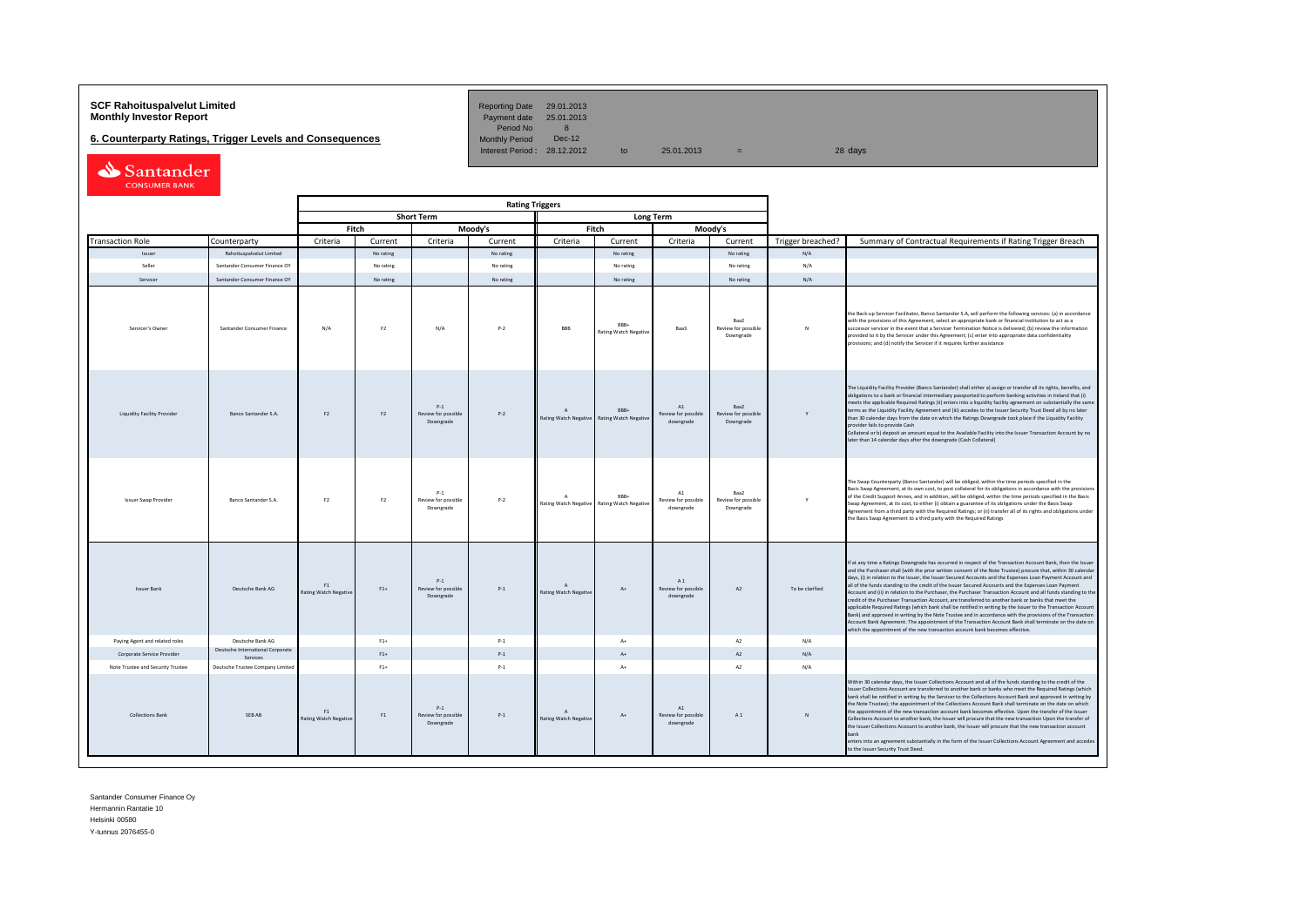**SCF Rahoituspalvelut Limited**
**Monthly Investor Report**

**6. Counterparty Ratings, Trigger Levels and Consequences**

| | | | | |
|---|---|---|---|---|
| Reporting Date | 29.01.2013 | | | |
| Payment date | 25.01.2013 | | | |
| Period No | 8 | | | |
| Monthly Period | Dec-12 | | | |
| Interest Period : | 28.12.2012 | to | 25.01.2013 = | 28 days |

| | | Rating Triggers | | | | | | | | | |
|---|---|---|---|---|---|---|---|---|---|---|---|
| | | Short Term | | | | Long Term | | | | | |
| | | Fitch | | Moody's | | Fitch | | Moody's | | | |
| Transaction Role | Counterparty | Criteria | Current | Criteria | Current | Criteria | Current | Criteria | Current | Trigger breached? | Summary of Contractual Requirements if Rating Trigger Breach |
| Issuer | Rahoituspalvelut Limited | | No rating | | No rating | | No rating | | No rating | N/A | |
| Seller | Santander Consumer Finance OY | | No rating | | No rating | | No rating | | No rating | N/A | |
| Servicer | Santander Consumer Finance OY | | No rating | | No rating | | No rating | | No rating | N/A | |
| Servicer's Owner | Santander Consumer Finance | N/A | F2 | N/A | P-2 | BBB | BBB+ Rating Watch Negative | Baa3 | Baa2 Review for possible Downgrade | N | the Back-up Servicer Facilitator, Banco Santander S.A, will perform the following services: (a) in accordance with the provisions of this Agreement, select an appropriate bank or financial institution to act as a successor servicer in the event that a Servicer Termination Notice is delivered; (b) review the information provided to it by the Servicer under this Agreement; (c) enter into appropriate data confidentiality provisions; and (d) notify the Servicer if it requires further assistance |
| Liquidity Facility Provider | Banco Santander S.A. | F2 | F2 | P-1 Review for possible Downgrade | P-2 | A Rating Watch Negative | BBB+ Rating Watch Negative | A1 Review for possible downgrade | Baa2 Review for possible Downgrade | Y | The Liquidity Facility Provider (Banco Santander) shall either a) assign or transfer all its rights, benefits, and obligations to a bank or financial intermediary passported to perform banking activities in Ireland that (i) meets the applicable Required Ratings (ii) enters into a liquidity facility agreement on substantially the same terms as the Liquidity Facility Agreement and (iii) accedes to the Issuer Security Trust Deed all by no later than 30 calendar days from the date on which the Ratings Downgrade took place if the Liquidity Facility provider fails to provide Cash Collateral or b) deposit an amount equal to the Available Facility into the Issuer Transaction Account by no later than 14 calendar days after the downgrade (Cash Collateral) |
| Issuer Swap Provider | Banco Santander S.A. | F2 | F2 | P-1 Review for possible Downgrade | P-2 | A Rating Watch Negative | BBB+ Rating Watch Negative | A1 Review for possible downgrade | Baa2 Review for possible Downgrade | Y | The Swap Counterparty (Banco Santander) will be obliged, within the time periods specified in the Basis Swap Agreement, at its own cost, to post collateral for its obligations in accordance with the provisions of the Credit Support Annex, and in addition, will be obliged, within the time periods specified in the Basis Swap Agreement, at its cost, to either (i) obtain a guarantee of its obligations under the Basis Swap Agreement from a third party with the Required Ratings; or (ii) transfer all of its rights and obligations under the Basis Swap Agreement to a third party with the Required Ratings |
| Issuer Bank | Deutsche Bank AG | F1 Rating Watch Negative | F1+ | P-1 Review for possible Downgrade | P-1 | A Rating Watch Negative | A+ | A 1 Review for possible downgrade | A2 | To be clarified | If at any time a Ratings Downgrade has occurred in respect of the Transaction Account Bank, then the Issuer and the Purchaser shall (with the prior written consent of the Note Trustee) procure that, within 30 calendar days, (i) in relation to the Issuer, the Issuer Secured Accounts and the Expenses Loan Payment Account and all of the funds standing to the credit of the Issuer Secured Accounts and the Expenses Loan Payment Account and (ii) in relation to the Purchaser, the Purchaser Transaction Account and all funds standing to the credit of the Purchaser Transaction Account, are transferred to another bank or banks that meet the applicable Required Ratings (which bank shall be notified in writing by the Issuer to the Transaction Account Bank) and approved in writing by the Note Trustee and in accordance with the provisions of the Transaction Account Bank Agreement. The appointment of the Transaction Account Bank shall terminate on the date on which the appointment of the new transaction account bank becomes effective. |
| Paying Agent and related roles | Deutsche Bank AG | | F1+ | | P-1 | | A+ | | A2 | N/A | |
| Corporate Service Provider | Deutsche International Corporate Services | | F1+ | | P-1 | | A+ | | A2 | N/A | |
| Note Trustee and Security Trustee | Deutsche Trustee Company Limited | | F1+ | | P-1 | | A+ | | A2 | N/A | |
| Collections Bank | SEB AB | F1 Rating Watch Negative | F1 | P-1 Review for possible Downgrade | P-1 | A Rating Watch Negative | A+ | A1 Review for possible downgrade | A 1 | N | Within 30 calendar days, the Issuer Collections Account and all of the funds standing to the credit of the Issuer Collections Account are transferred to another bank or banks who meet the Required Ratings (which bank shall be notified in writing by the Servicer to the Collections Account Bank and approved in writing by the Note Trustee); the appointment of the Collections Account Bank shall terminate on the date on which the appointment of the new transaction account bank becomes effective. Upon the transfer of the Issuer Collections Account to another bank, the Issuer will procure that the new transaction Upon the transfer of the Issuer Collections Account to another bank, the Issuer will procure that the new transaction account bank enters into an agreement substantially in the form of the Issuer Collections Account Agreement and accedes to the Issuer Security Trust Deed. |

Santander Consumer Finance Oy
Hermannin Rantatie 10
Helsinki 00580
Y-tunnus 2076455-0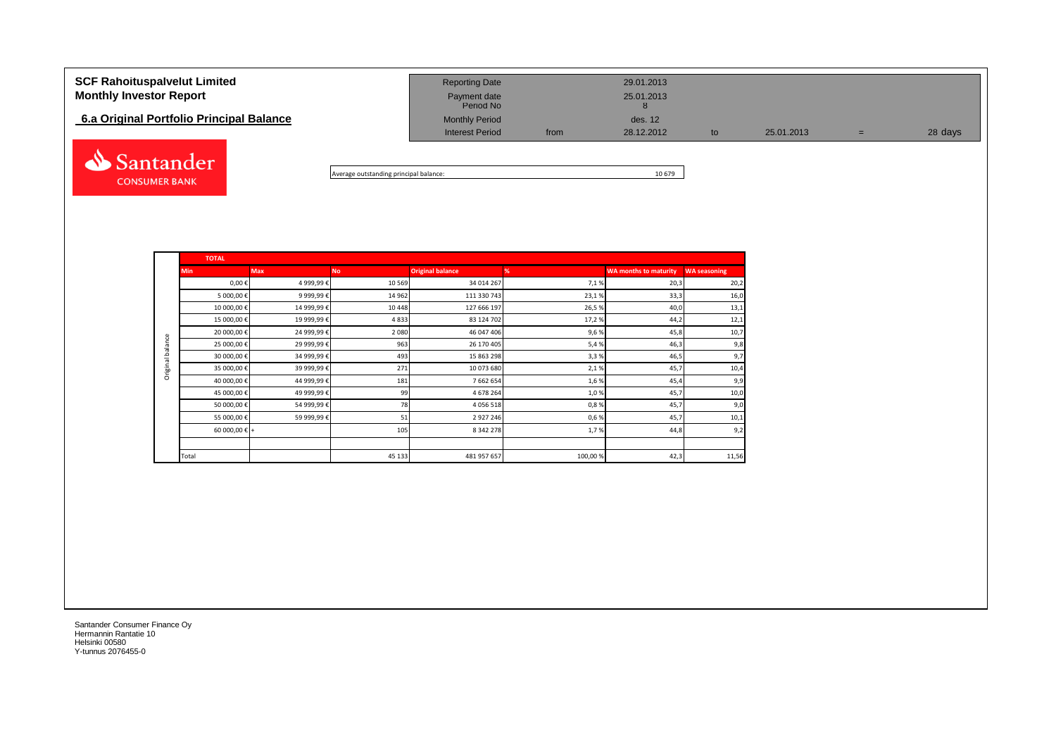# SCF Rahoituspalvelut Limited
## Monthly Investor Report

### 6.a Original Portfolio Principal Balance

| Reporting Date | | 29.01.2013 | | | | |
|---|---|---|---|---|---|---|
| Payment date | | 25.01.2013 | | | | |
| Period No | | 8 | | | | |
| Monthly Period | | des. 12 | | | | |
| Interest Period | from | 28.12.2012 | to | 25.01.2013 | = | 28 days |

Santander CONSUMER BANK

| Average outstanding principal balance: | 10 679 |
|---|---|

| | TOTAL | | | | | | |
|---|---|---|---|---|---|---|---|
| | Min | Max | No | Original balance | % | WA months to maturity | WA seasoning |
| Original balance | 0,00 € | 4 999,99 € | 10 569 | 34 014 267 | 7,1 % | 20,3 | 20,2 |
| | 5 000,00 € | 9 999,99 € | 14 962 | 111 330 743 | 23,1 % | 33,3 | 16,0 |
| | 10 000,00 € | 14 999,99 € | 10 448 | 127 666 197 | 26,5 % | 40,0 | 13,1 |
| | 15 000,00 € | 19 999,99 € | 4 833 | 83 124 702 | 17,2 % | 44,2 | 12,1 |
| | 20 000,00 € | 24 999,99 € | 2 080 | 46 047 406 | 9,6 % | 45,8 | 10,7 |
| | 25 000,00 € | 29 999,99 € | 963 | 26 170 405 | 5,4 % | 46,3 | 9,8 |
| | 30 000,00 € | 34 999,99 € | 493 | 15 863 298 | 3,3 % | 46,5 | 9,7 |
| | 35 000,00 € | 39 999,99 € | 271 | 10 073 680 | 2,1 % | 45,7 | 10,4 |
| | 40 000,00 € | 44 999,99 € | 181 | 7 662 654 | 1,6 % | 45,4 | 9,9 |
| | 45 000,00 € | 49 999,99 € | 99 | 4 678 264 | 1,0 % | 45,7 | 10,0 |
| | 50 000,00 € | 54 999,99 € | 78 | 4 056 518 | 0,8 % | 45,7 | 9,0 |
| | 55 000,00 € | 59 999,99 € | 51 | 2 927 246 | 0,6 % | 45,7 | 10,1 |
| | 60 000,00 € + | | 105 | 8 342 278 | 1,7 % | 44,8 | 9,2 |
| | | | | | | | |
| | Total | | 45 133 | 481 957 657 | 100,00 % | 42,3 | 11,56 |

Santander Consumer Finance Oy
Hermannin Rantatie 10
Helsinki 00580
Y-tunnus 2076455-0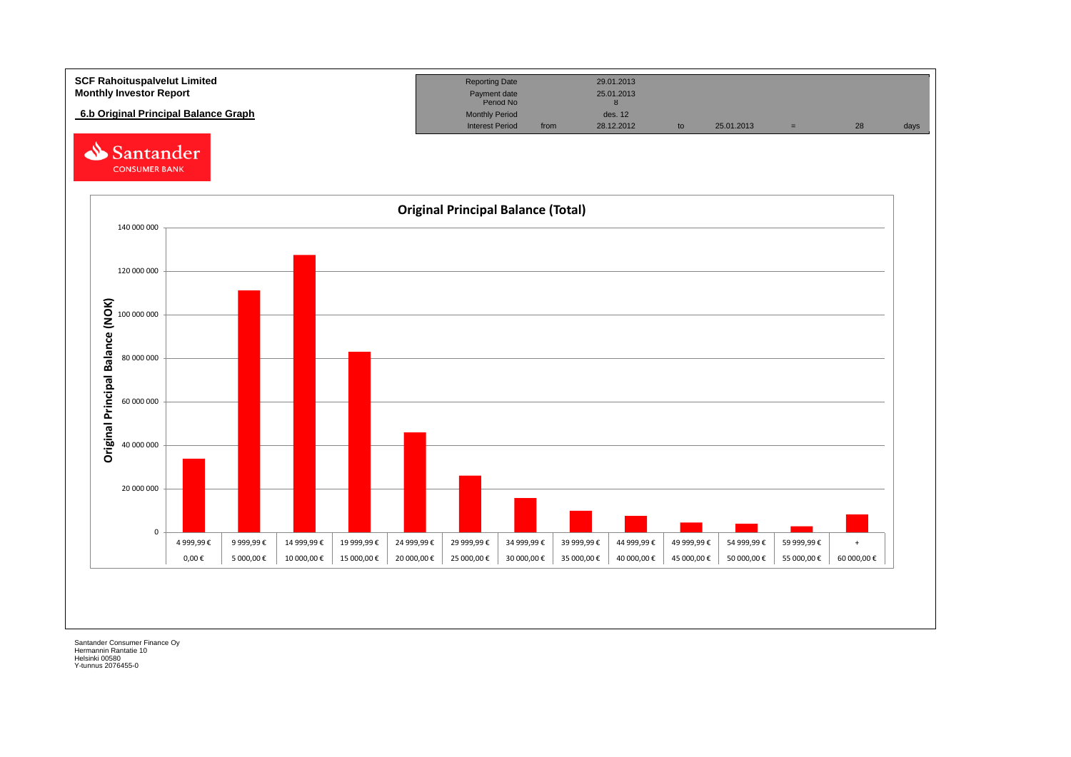**SCF Rahoituspalvelut Limited**
**Monthly Investor Report**

## 6.b Original Principal Balance Graph

| Reporting Date | | 29.01.2013 | | | | | |
|---|---|---|---|---|---|---|---|
| Payment date | | 25.01.2013 | | | | | |
| Period No | | 8 | | | | | |
| Monthly Period | | des. 12 | | | | | |
| Interest Period | from | 28.12.2012 | to | 25.01.2013 | = | 28 | days |

Santander CONSUMER BANK

### Original Principal Balance (Total)

Y-axis: Original Principal Balance (NOK) — 0 to 140 000 000

| From | To |
|---|---|
| 0,00 € | 4 999,99 € |
| 5 000,00 € | 9 999,99 € |
| 10 000,00 € | 14 999,99 € |
| 15 000,00 € | 19 999,99 € |
| 20 000,00 € | 24 999,99 € |
| 25 000,00 € | 29 999,99 € |
| 30 000,00 € | 34 999,99 € |
| 35 000,00 € | 39 999,99 € |
| 40 000,00 € | 44 999,99 € |
| 45 000,00 € | 49 999,99 € |
| 50 000,00 € | 54 999,99 € |
| 55 000,00 € | 59 999,99 € |
| 60 000,00 € | + |

Santander Consumer Finance Oy
Hermannin Rantatie 10
Helsinki 00580
Y-tunnus 2076455-0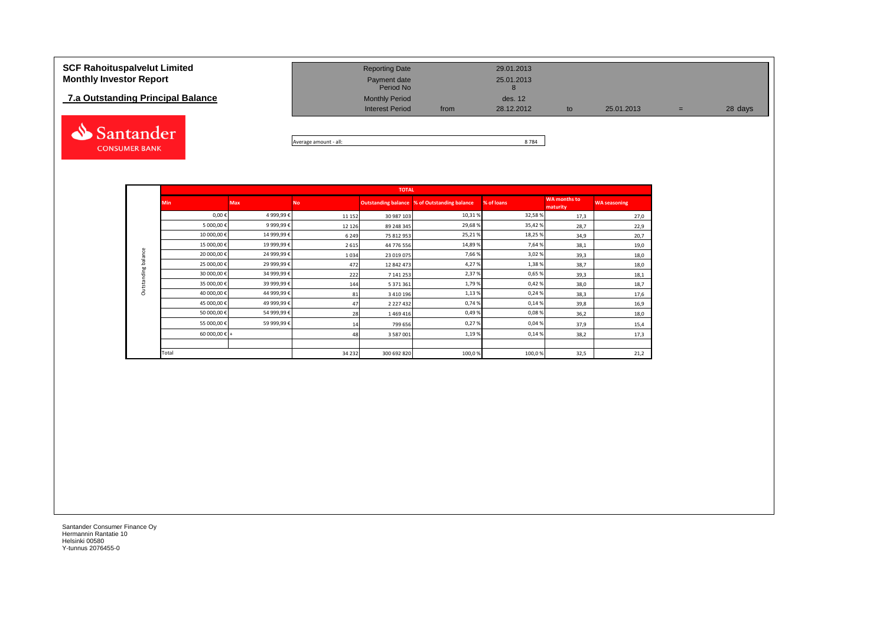**SCF Rahoituspalvelut Limited**
**Monthly Investor Report**

**7.a Outstanding Principal Balance**

| | | | | | | |
|---|---|---|---|---|---|---|
| Reporting Date | | 29.01.2013 | | | | |
| Payment date | | 25.01.2013 | | | | |
| Period No | | 8 | | | | |
| Monthly Period | | des. 12 | | | | |
| Interest Period | from | 28.12.2012 | to | 25.01.2013 | = | 28 days |

Average amount - all: 8 784

| | TOTAL | | | | | | | |
|---|---|---|---|---|---|---|---|---|
| | Min | Max | No | Outstanding balance | % of Outstanding balance | % of loans | WA months to maturity | WA seasoning |
| Outstanding balance | 0,00 € | 4 999,99 € | 11 152 | 30 987 103 | 10,31 % | 32,58 % | 17,3 | 27,0 |
| | 5 000,00 € | 9 999,99 € | 12 126 | 89 248 345 | 29,68 % | 35,42 % | 28,7 | 22,9 |
| | 10 000,00 € | 14 999,99 € | 6 249 | 75 812 953 | 25,21 % | 18,25 % | 34,9 | 20,7 |
| | 15 000,00 € | 19 999,99 € | 2 615 | 44 776 556 | 14,89 % | 7,64 % | 38,1 | 19,0 |
| | 20 000,00 € | 24 999,99 € | 1 034 | 23 019 075 | 7,66 % | 3,02 % | 39,3 | 18,0 |
| | 25 000,00 € | 29 999,99 € | 472 | 12 842 473 | 4,27 % | 1,38 % | 38,7 | 18,0 |
| | 30 000,00 € | 34 999,99 € | 222 | 7 141 253 | 2,37 % | 0,65 % | 39,3 | 18,1 |
| | 35 000,00 € | 39 999,99 € | 144 | 5 371 361 | 1,79 % | 0,42 % | 38,0 | 18,7 |
| | 40 000,00 € | 44 999,99 € | 81 | 3 410 196 | 1,13 % | 0,24 % | 38,3 | 17,6 |
| | 45 000,00 € | 49 999,99 € | 47 | 2 227 432 | 0,74 % | 0,14 % | 39,8 | 16,9 |
| | 50 000,00 € | 54 999,99 € | 28 | 1 469 416 | 0,49 % | 0,08 % | 36,2 | 18,0 |
| | 55 000,00 € | 59 999,99 € | 14 | 799 656 | 0,27 % | 0,04 % | 37,9 | 15,4 |
| | 60 000,00 € + | | 48 | 3 587 001 | 1,19 % | 0,14 % | 38,2 | 17,3 |
| | Total | | 34 232 | 300 692 820 | 100,0 % | 100,0 % | 32,5 | 21,2 |

Santander Consumer Finance Oy
Hermannin Rantatie 10
Helsinki 00580
Y-tunnus 2076455-0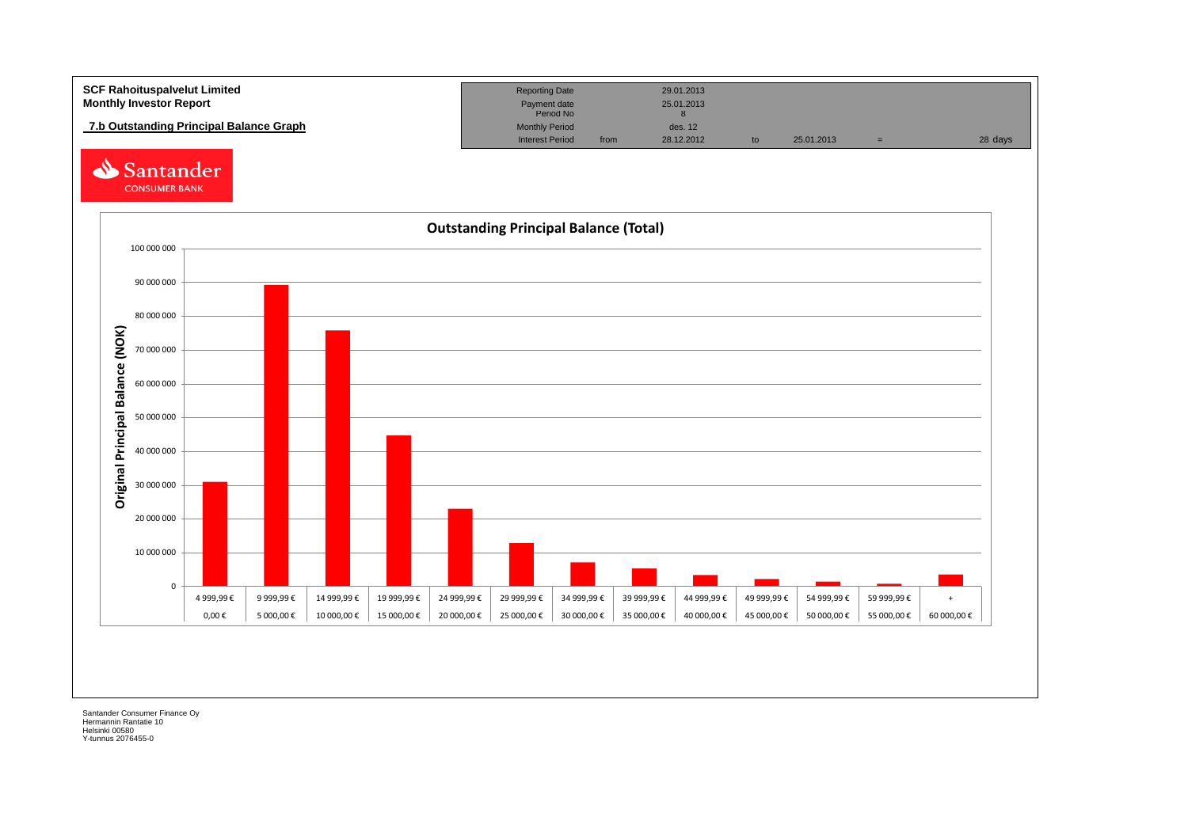**SCF Rahoituspalvelut Limited**
**Monthly Investor Report**

**7.b Outstanding Principal Balance Graph**

| Reporting Date | | 29.01.2013 | | | | |
|---|---|---|---|---|---|---|
| Payment date | | 25.01.2013 | | | | |
| Period No | | 8 | | | | |
| Monthly Period | | des. 12 | | | | |
| Interest Period | from | 28.12.2012 | to | 25.01.2013 | = | 28 days |

Santander CONSUMER BANK

**Outstanding Principal Balance (Total)**

Original Principal Balance (NOK)

| From | To |
|---|---|
| 0,00 € | 4 999,99 € |
| 5 000,00 € | 9 999,99 € |
| 10 000,00 € | 14 999,99 € |
| 15 000,00 € | 19 999,99 € |
| 20 000,00 € | 24 999,99 € |
| 25 000,00 € | 29 999,99 € |
| 30 000,00 € | 34 999,99 € |
| 35 000,00 € | 39 999,99 € |
| 40 000,00 € | 44 999,99 € |
| 45 000,00 € | 49 999,99 € |
| 50 000,00 € | 54 999,99 € |
| 55 000,00 € | 59 999,99 € |
| 60 000,00 € | + |

Santander Consumer Finance Oy
Hermannin Rantatie 10
Helsinki 00580
Y-tunnus 2076455-0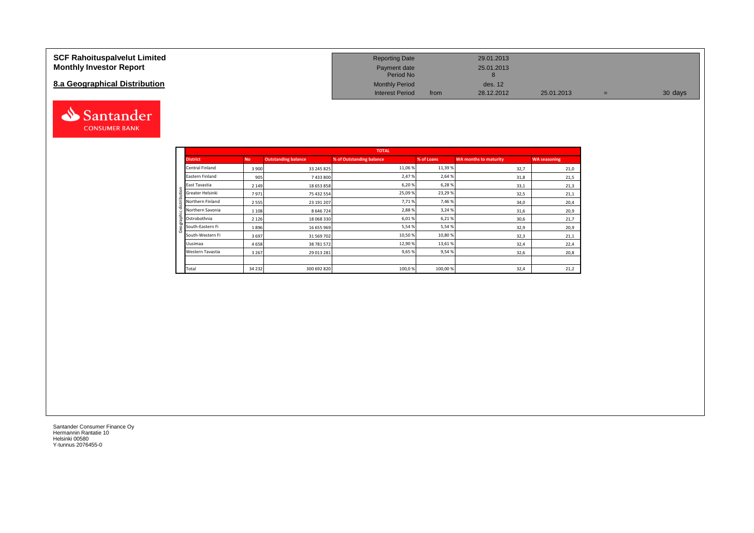# SCF Rahoituspalvelut Limited
# Monthly Investor Report

## 8.a Geographical Distribution

| | | | | |
|---|---|---|---|---|
| Reporting Date | | 29.01.2013 | | |
| Payment date | | 25.01.2013 | | |
| Period No | | 8 | | |
| Monthly Period | | des. 12 | | |
| Interest Period | from | 28.12.2012 | 25.01.2013 | = 30 days |

| | TOTAL | | | | | |
|---|---|---|---|---|---|---|
| **District** | **No** | **Outstanding balance** | **% of Outstanding balance** | **% of Loans** | **WA months to maturity** | **WA seasoning** |
| Central Finland | 3 900 | 33 245 825 | 11,06 % | 11,39 % | 32,7 | 21,0 |
| Eastern Finland | 905 | 7 433 800 | 2,47 % | 2,64 % | 31,8 | 21,5 |
| East Tavastia | 2 149 | 18 653 858 | 6,20 % | 6,28 % | 33,1 | 21,3 |
| Greater Helsinki | 7 971 | 75 432 554 | 25,09 % | 23,29 % | 32,5 | 21,1 |
| Northern Finland | 2 555 | 23 191 207 | 7,71 % | 7,46 % | 34,0 | 20,4 |
| Northern Savonia | 1 108 | 8 646 724 | 2,88 % | 3,24 % | 31,6 | 20,9 |
| Ostrobothnia | 2 126 | 18 068 330 | 6,01 % | 6,21 % | 30,6 | 21,7 |
| South-Eastern Fi | 1 896 | 16 655 969 | 5,54 % | 5,54 % | 32,9 | 20,9 |
| South-Western Fi | 3 697 | 31 569 702 | 10,50 % | 10,80 % | 32,3 | 21,1 |
| Uusimaa | 4 658 | 38 781 572 | 12,90 % | 13,61 % | 32,4 | 22,4 |
| Western Tavastia | 3 267 | 29 013 281 | 9,65 % | 9,54 % | 32,6 | 20,8 |
| | | | | | | |
| Total | 34 232 | 300 692 820 | 100,0 % | 100,00 % | 32,4 | 21,2 |

Santander Consumer Finance Oy
Hermannin Rantatie 10
Helsinki 00580
Y-tunnus 2076455-0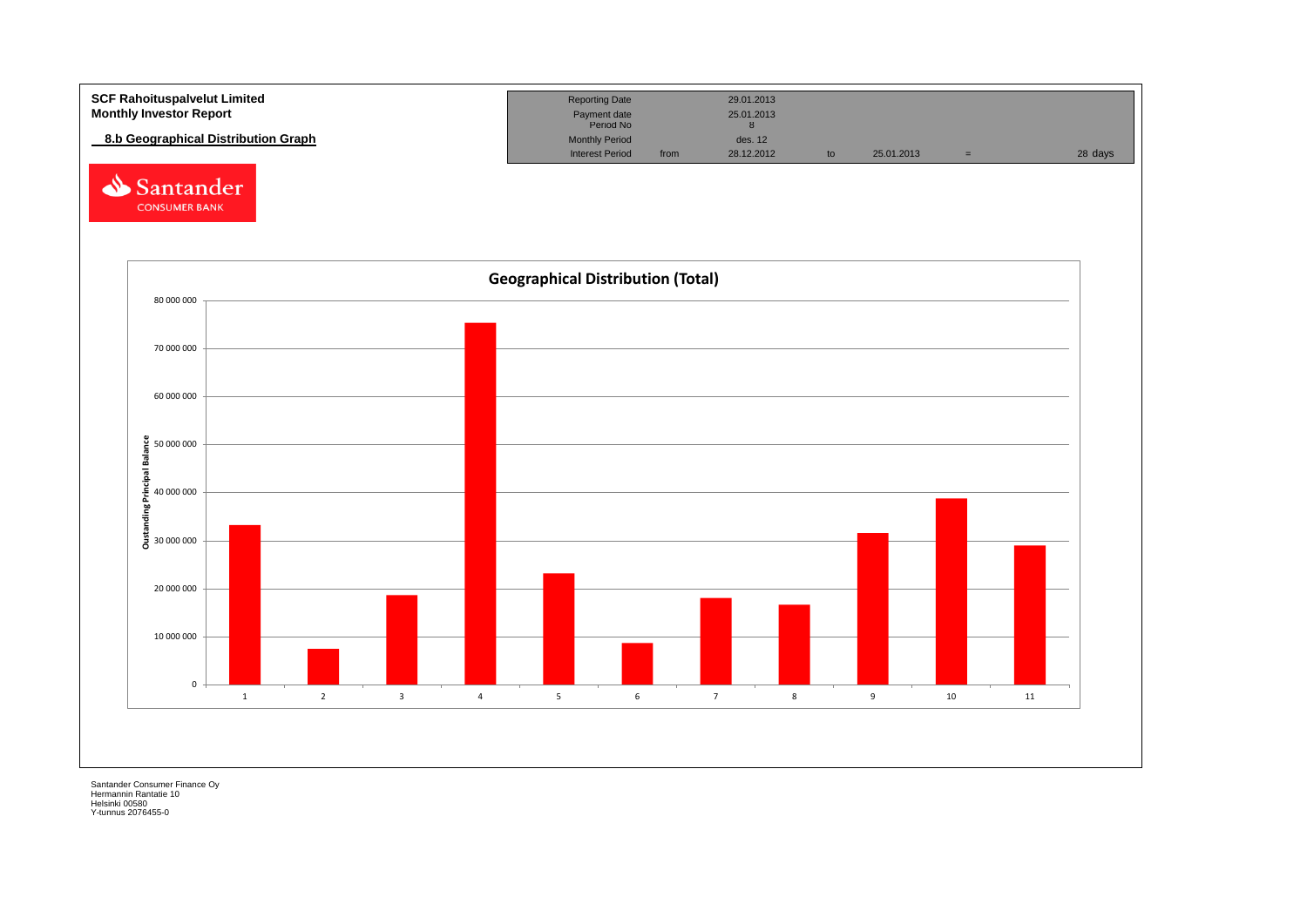**SCF Rahoituspalvelut Limited**
**Monthly Investor Report**

**8.b Geographical Distribution Graph**

| Reporting Date | | 29.01.2013 | | | | |
|---|---|---|---|---|---|---|
| Payment date | | 25.01.2013 | | | | |
| Period No | | 8 | | | | |
| Monthly Period | | des. 12 | | | | |
| Interest Period | from | 28.12.2012 | to | 25.01.2013 | = | 28 days |

Santander CONSUMER BANK

**Geographical Distribution (Total)**

Oustanding Principal Balance

| | 1 | 2 | 3 | 4 | 5 | 6 | 7 | 8 | 9 | 10 | 11 |
|---|---|---|---|---|---|---|---|---|---|---|---|

Y-axis: 0, 10 000 000, 20 000 000, 30 000 000, 40 000 000, 50 000 000, 60 000 000, 70 000 000, 80 000 000

Santander Consumer Finance Oy
Hermannin Rantatie 10
Helsinki 00580
Y-tunnus 2076455-0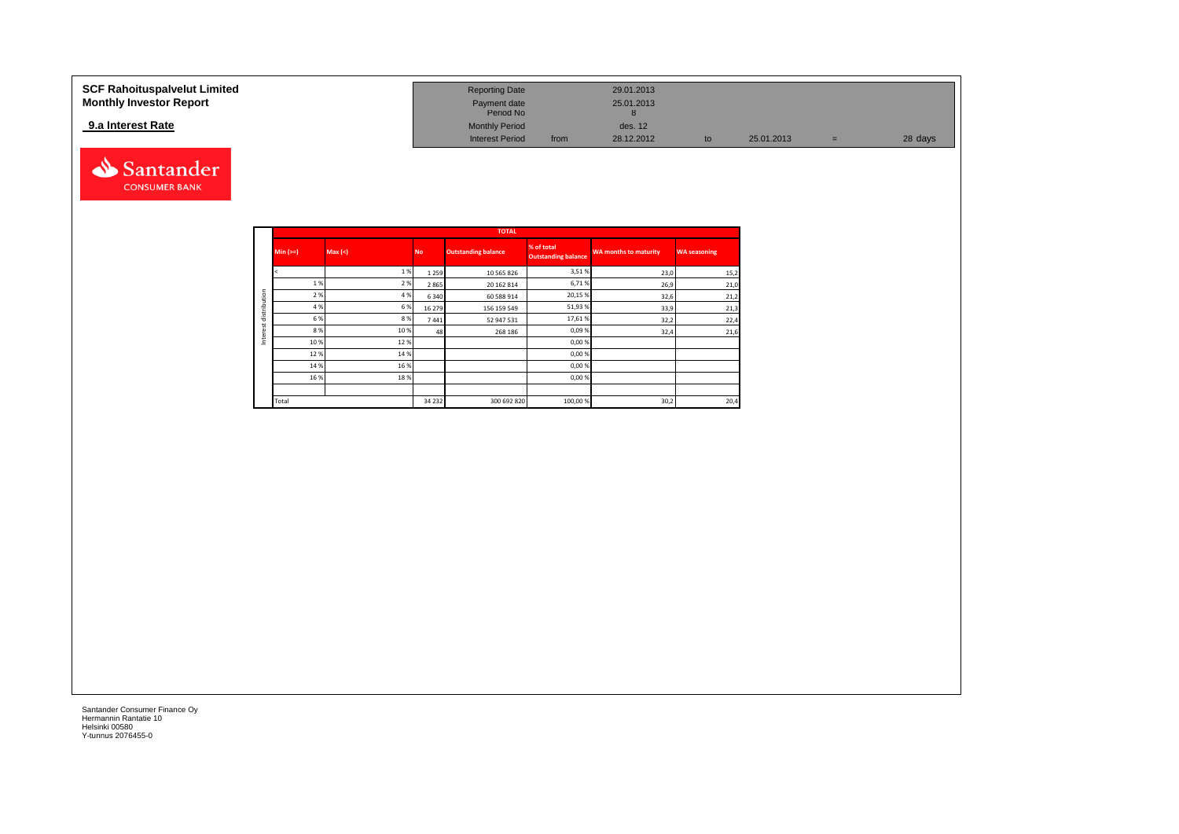**SCF Rahoituspalvelut Limited**
**Monthly Investor Report**

**9.a Interest Rate**

| Reporting Date | | 29.01.2013 | | | | |
|---|---|---|---|---|---|---|
| Payment date | | 25.01.2013 | | | | |
| Period No | | 8 | | | | |
| Monthly Period | | des. 12 | | | | |
| Interest Period | from | 28.12.2012 | to | 25.01.2013 | = | 28 days |

| | TOTAL | | | | | | |
|---|---|---|---|---|---|---|---|
| | Min (>=) | Max (<) | No | Outstanding balance | % of total Outstanding balance | WA months to maturity | WA seasoning |
| Interest distribution | < | 1 % | 1 259 | 10 565 826 | 3,51 % | 23,0 | 15,2 |
| | 1 % | 2 % | 2 865 | 20 162 814 | 6,71 % | 26,9 | 21,0 |
| | 2 % | 4 % | 6 340 | 60 588 914 | 20,15 % | 32,6 | 21,2 |
| | 4 % | 6 % | 16 279 | 156 159 549 | 51,93 % | 33,9 | 21,3 |
| | 6 % | 8 % | 7 441 | 52 947 531 | 17,61 % | 32,2 | 22,4 |
| | 8 % | 10 % | 48 | 268 186 | 0,09 % | 32,4 | 21,6 |
| | 10 % | 12 % | | | 0,00 % | | |
| | 12 % | 14 % | | | 0,00 % | | |
| | 14 % | 16 % | | | 0,00 % | | |
| | 16 % | 18 % | | | 0,00 % | | |
| | | | | | | | |
| | Total | | 34 232 | 300 692 820 | 100,00 % | 30,2 | 20,4 |

Santander Consumer Finance Oy
Hermannin Rantatie 10
Helsinki 00580
Y-tunnus 2076455-0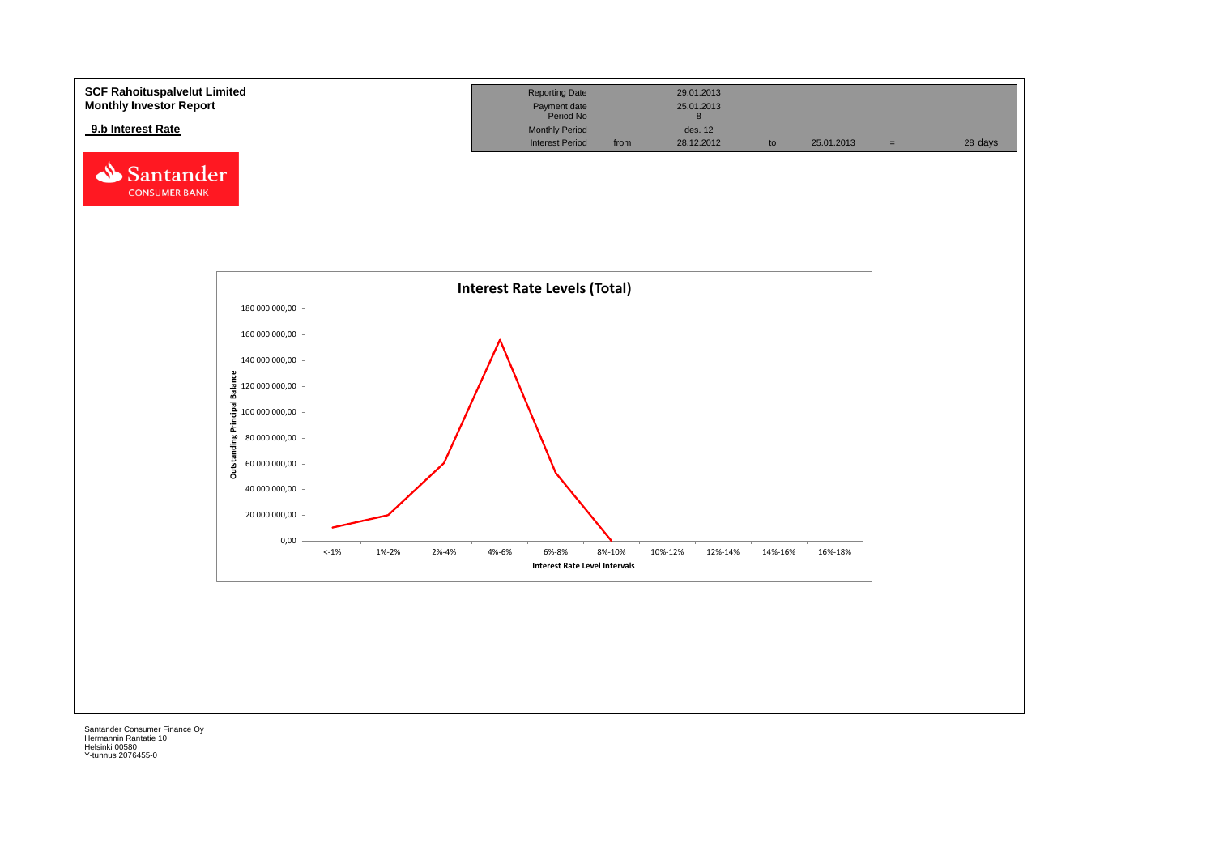**SCF Rahoituspalvelut Limited**
**Monthly Investor Report**

**9.b Interest Rate**

| Reporting Date | | 29.01.2013 | | | | |
|---|---|---|---|---|---|---|
| Payment date | | 25.01.2013 | | | | |
| Period No | | 8 | | | | |
| Monthly Period | | des. 12 | | | | |
| Interest Period | from | 28.12.2012 | to | 25.01.2013 | = | 28 days |

Santander CONSUMER BANK

**Interest Rate Levels (Total)**

Outstanding Principal Balance

180 000 000,00
160 000 000,00
140 000 000,00
120 000 000,00
100 000 000,00
80 000 000,00
60 000 000,00
40 000 000,00
20 000 000,00
0,00

<-1% | 1%-2% | 2%-4% | 4%-6% | 6%-8% | 8%-10% | 10%-12% | 12%-14% | 14%-16% | 16%-18%

**Interest Rate Level Intervals**

Santander Consumer Finance Oy
Hermannin Rantatie 10
Helsinki 00580
Y-tunnus 2076455-0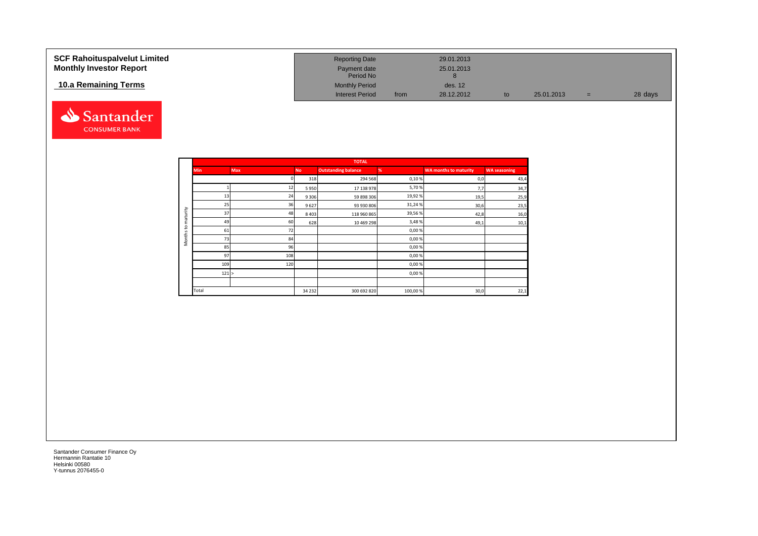# SCF Rahoituspalvelut Limited
## Monthly Investor Report

### 10.a Remaining Terms

| | | | | | |
|---|---|---|---|---|---|
| Reporting Date | | 29.01.2013 | | | |
| Payment date | | 25.01.2013 | | | |
| Period No | | 8 | | | |
| Monthly Period | | des. 12 | | | |
| Interest Period | from | 28.12.2012 | to | 25.01.2013 | = 28 days |

| | TOTAL | | | | | | |
|---|---|---|---|---|---|---|---|
| | Min | Max | No | Outstanding balance | % | WA months to maturity | WA seasoning |
| Months to maturity | | 0 | 318 | 294 568 | 0,10 % | 0,0 | 43,4 |
| | 1 | 12 | 5 950 | 17 138 978 | 5,70 % | 7,7 | 34,7 |
| | 13 | 24 | 9 306 | 59 898 306 | 19,92 % | 19,5 | 25,9 |
| | 25 | 36 | 9 627 | 93 930 806 | 31,24 % | 30,6 | 23,5 |
| | 37 | 48 | 8 403 | 118 960 865 | 39,56 % | 42,8 | 16,0 |
| | 49 | 60 | 628 | 10 469 298 | 3,48 % | 49,1 | 10,1 |
| | 61 | 72 | | | 0,00 % | | |
| | 73 | 84 | | | 0,00 % | | |
| | 85 | 96 | | | 0,00 % | | |
| | 97 | 108 | | | 0,00 % | | |
| | 109 | 120 | | | 0,00 % | | |
| | 121 | > | | | 0,00 % | | |
| | | | | | | | |
| | Total | | 34 232 | 300 692 820 | 100,00 % | 30,0 | 22,1 |

Santander Consumer Finance Oy
Hermannin Rantatie 10
Helsinki 00580
Y-tunnus 2076455-0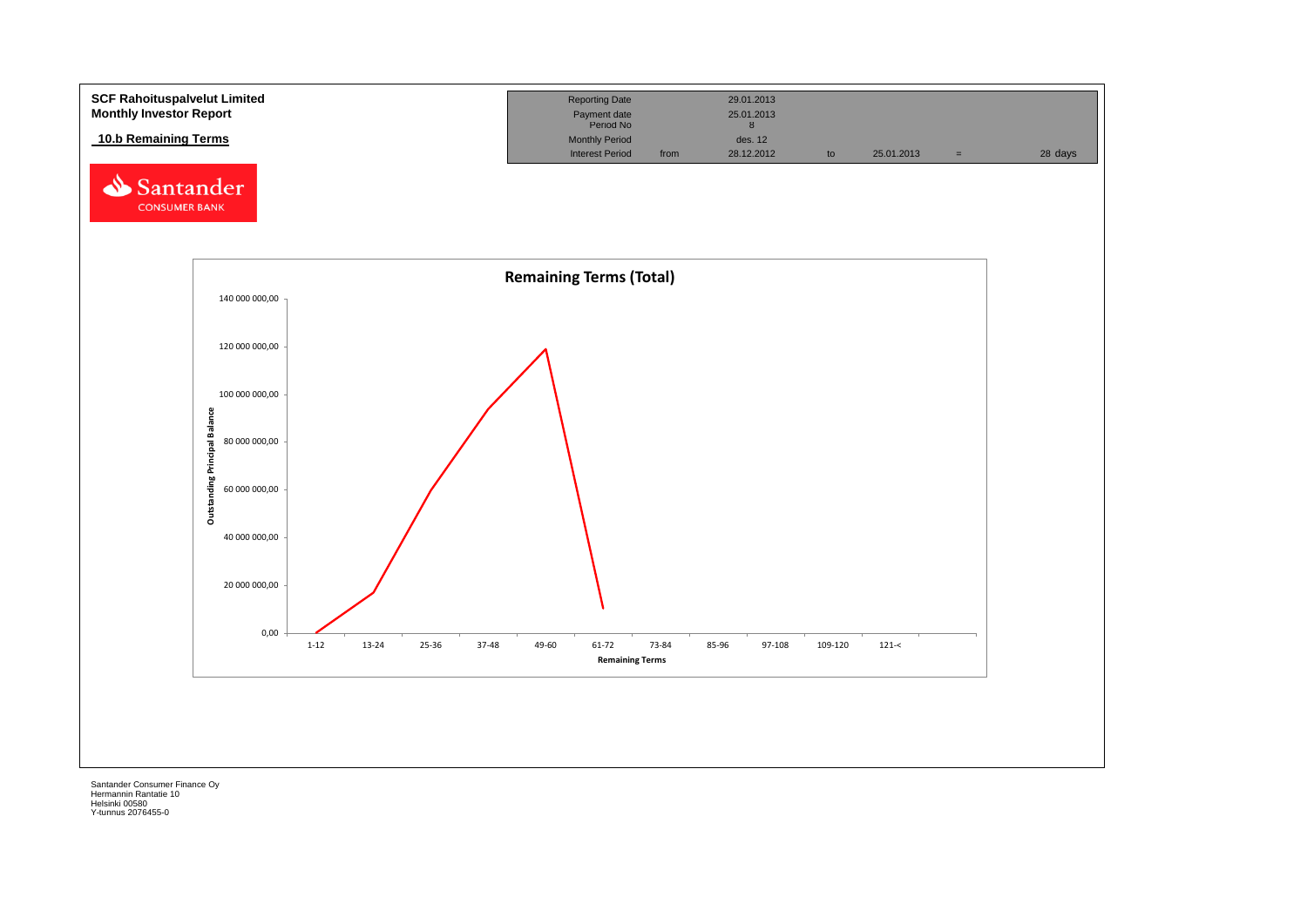**SCF Rahoituspalvelut Limited**
**Monthly Investor Report**

**10.b Remaining Terms**

| Reporting Date | | 29.01.2013 | | | | |
|---|---|---|---|---|---|---|
| Payment date | | 25.01.2013 | | | | |
| Period No | | 8 | | | | |
| Monthly Period | | des. 12 | | | | |
| Interest Period | from | 28.12.2012 | to | 25.01.2013 | = | 28 days |

**Remaining Terms (Total)**

Outstanding Principal Balance: 0,00; 20 000 000,00; 40 000 000,00; 60 000 000,00; 80 000 000,00; 100 000 000,00; 120 000 000,00; 140 000 000,00

Remaining Terms: 1-12; 13-24; 25-36; 37-48; 49-60; 61-72; 73-84; 85-96; 97-108; 109-120; 121-<

Santander Consumer Finance Oy
Hermannin Rantatie 10
Helsinki 00580
Y-tunnus 2076455-0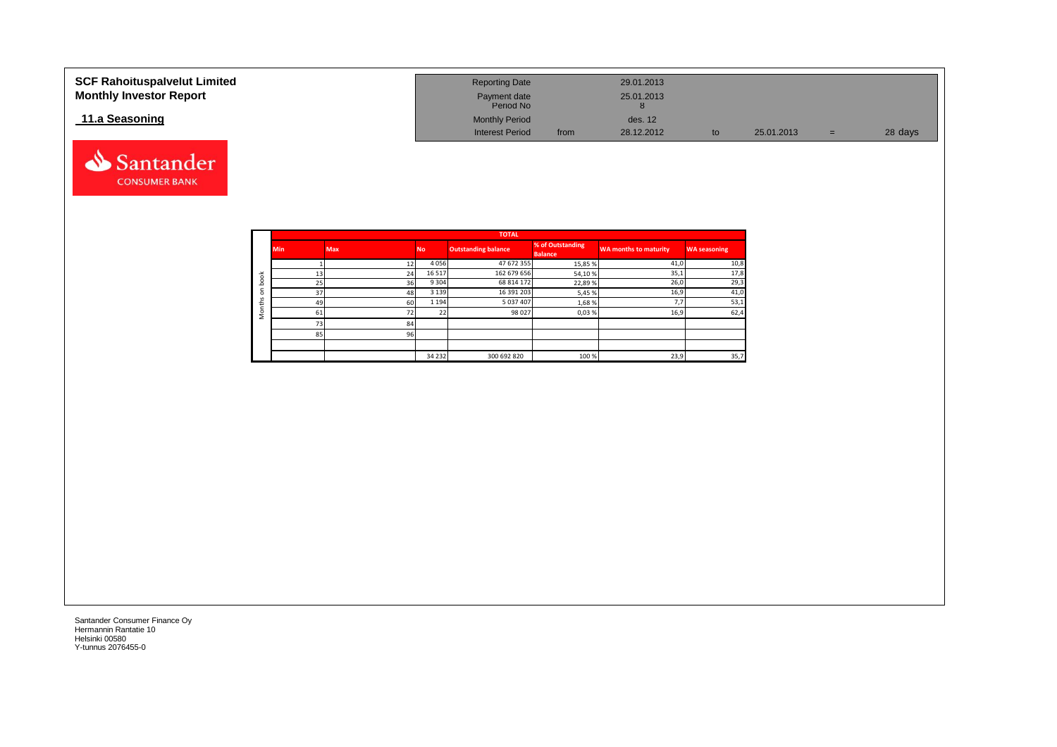**SCF Rahoituspalvelut Limited**
**Monthly Investor Report**

**11.a Seasoning**

| Reporting Date | | 29.01.2013 | | | | |
|---|---|---|---|---|---|---|
| Payment date | | 25.01.2013 | | | | |
| Period No | | 8 | | | | |
| Monthly Period | | des. 12 | | | | |
| Interest Period | from | 28.12.2012 | to | 25.01.2013 | = | 28 days |

| | TOTAL | | | | | | |
|---|---|---|---|---|---|---|---|
| | Min | Max | No | Outstanding balance | % of Outstanding Balance | WA months to maturity | WA seasoning |
| Months on book | 1 | 12 | 4 056 | 47 672 355 | 15,85 % | 41,0 | 10,8 |
| | 13 | 24 | 16 517 | 162 679 656 | 54,10 % | 35,1 | 17,8 |
| | 25 | 36 | 9 304 | 68 814 172 | 22,89 % | 26,0 | 29,3 |
| | 37 | 48 | 3 139 | 16 391 203 | 5,45 % | 16,9 | 41,0 |
| | 49 | 60 | 1 194 | 5 037 407 | 1,68 % | 7,7 | 53,1 |
| | 61 | 72 | 22 | 98 027 | 0,03 % | 16,9 | 62,4 |
| | 73 | 84 | | | | | |
| | 85 | 96 | | | | | |
| | | | | | | | |
| | | | 34 232 | 300 692 820 | 100 % | 23,9 | 35,7 |

Santander Consumer Finance Oy
Hermannin Rantatie 10
Helsinki 00580
Y-tunnus 2076455-0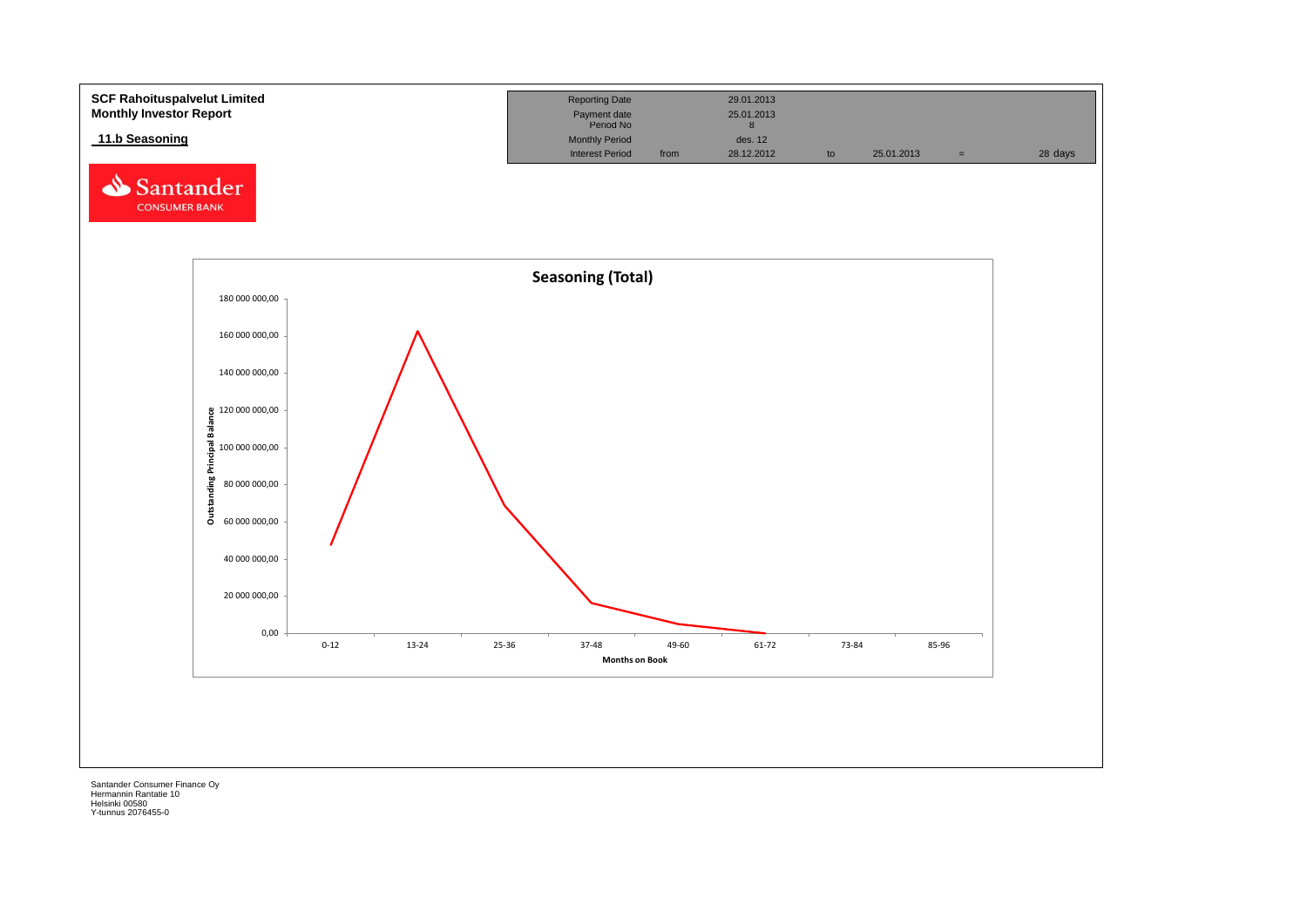**SCF Rahoituspalvelut Limited**
**Monthly Investor Report**

## 11.b Seasoning

| | | | | | | |
|---|---|---|---|---|---|---|
| Reporting Date | | 29.01.2013 | | | | |
| Payment date | | 25.01.2013 | | | | |
| Period No | | 8 | | | | |
| Monthly Period | | des. 12 | | | | |
| Interest Period | from | 28.12.2012 | to | 25.01.2013 | = | 28 days |

**Seasoning (Total)**

Outstanding Principal Balance

180 000 000,00
160 000 000,00
140 000 000,00
120 000 000,00
100 000 000,00
80 000 000,00
60 000 000,00
40 000 000,00
20 000 000,00
0,00

0-12 | 13-24 | 25-36 | 37-48 | 49-60 | 61-72 | 73-84 | 85-96

Months on Book

Santander Consumer Finance Oy
Hermannin Rantatie 10
Helsinki 00580
Y-tunnus 2076455-0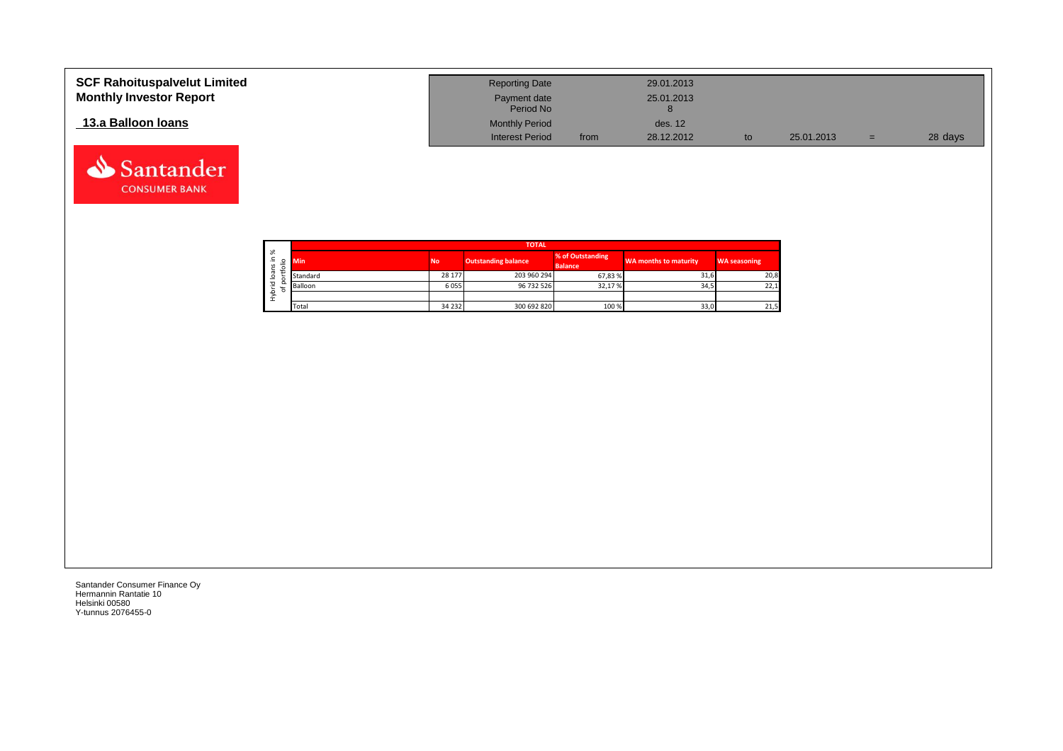**SCF Rahoituspalvelut Limited**
**Monthly Investor Report**

## 13.a Balloon loans

| Reporting Date | | 29.01.2013 | | | | |
|---|---|---|---|---|---|---|
| Payment date | | 25.01.2013 | | | | |
| Period No | | 8 | | | | |
| Monthly Period | | des. 12 | | | | |
| Interest Period | from | 28.12.2012 | to | 25.01.2013 | = | 28 days |

| Hybrid loans in % of portfolio | TOTAL | | | | | |
|---|---|---|---|---|---|---|
| | Min | No | Outstanding balance | % of Outstanding Balance | WA months to maturity | WA seasoning |
| | Standard | 28 177 | 203 960 294 | 67,83 % | 31,6 | 20,8 |
| | Balloon | 6 055 | 96 732 526 | 32,17 % | 34,5 | 22,1 |
| | | | | | | |
| | Total | 34 232 | 300 692 820 | 100 % | 33,0 | 21,5 |

Santander Consumer Finance Oy
Hermannin Rantatie 10
Helsinki 00580
Y-tunnus 2076455-0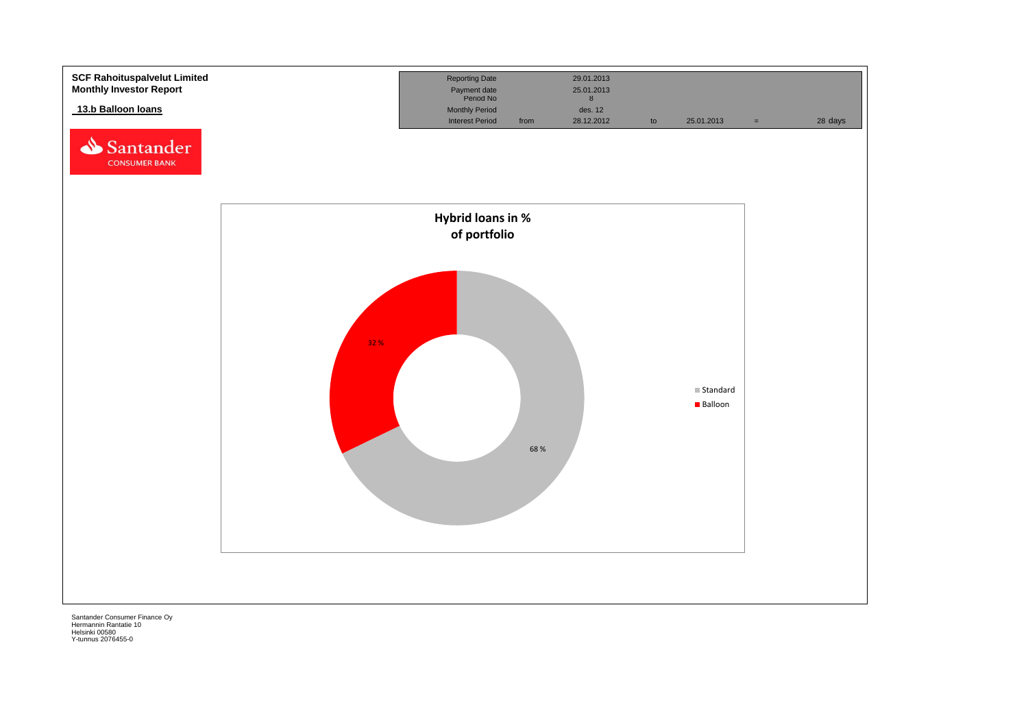**SCF Rahoituspalvelut Limited**
**Monthly Investor Report**

**13.b Balloon loans**

| Reporting Date | | 29.01.2013 | | | | |
|---|---|---|---|---|---|---|
| Payment date | | 25.01.2013 | | | | |
| Period No | | 8 | | | | |
| Monthly Period | | des. 12 | | | | |
| Interest Period | from | 28.12.2012 | to | 25.01.2013 | = | 28 days |

**Hybrid loans in % of portfolio**

| Type | % |
|---|---|
| Standard | 68 % |
| Balloon | 32 % |

Santander Consumer Finance Oy
Hermannin Rantatie 10
Helsinki 00580
Y-tunnus 2076455-0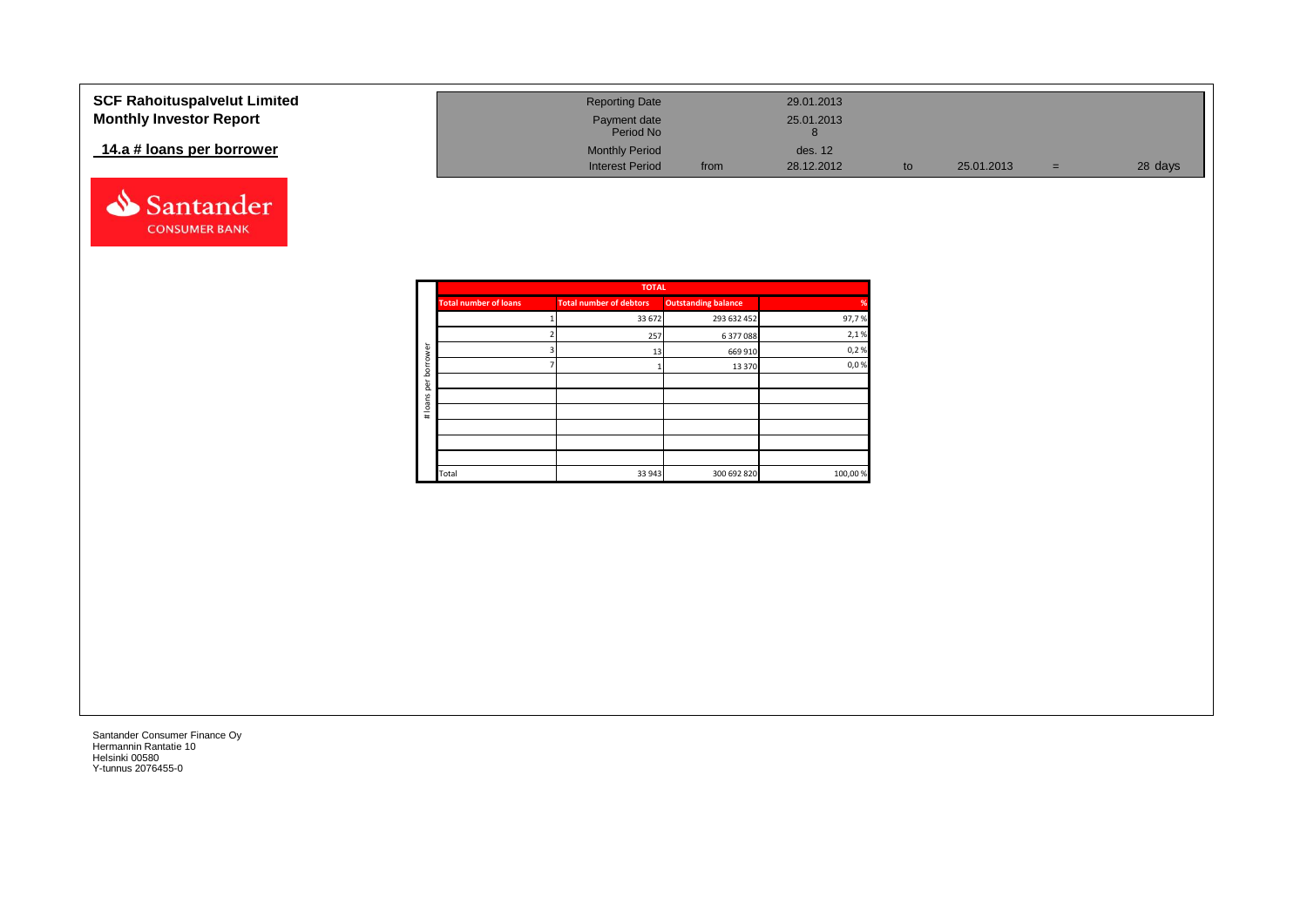# SCF Rahoituspalvelut Limited
## Monthly Investor Report

### 14.a # loans per borrower

| | | | | | | |
|---|---|---|---|---|---|---|
| Reporting Date | | 29.01.2013 | | | | |
| Payment date | | 25.01.2013 | | | | |
| Period No | | 8 | | | | |
| Monthly Period | | des. 12 | | | | |
| Interest Period | from | 28.12.2012 | to | 25.01.2013 | = | 28 days |

| | TOTAL | | | |
|---|---|---|---|---|
| | Total number of loans | Total number of debtors | Outstanding balance | % |
| # loans per borrower | 1 | 33 672 | 293 632 452 | 97,7 % |
| | 2 | 257 | 6 377 088 | 2,1 % |
| | 3 | 13 | 669 910 | 0,2 % |
| | 7 | 1 | 13 370 | 0,0 % |
| | | | | |
| | | | | |
| | | | | |
| | | | | |
| | | | | |
| | | | | |
| | Total | 33 943 | 300 692 820 | 100,00 % |

Santander Consumer Finance Oy
Hermannin Rantatie 10
Helsinki 00580
Y-tunnus 2076455-0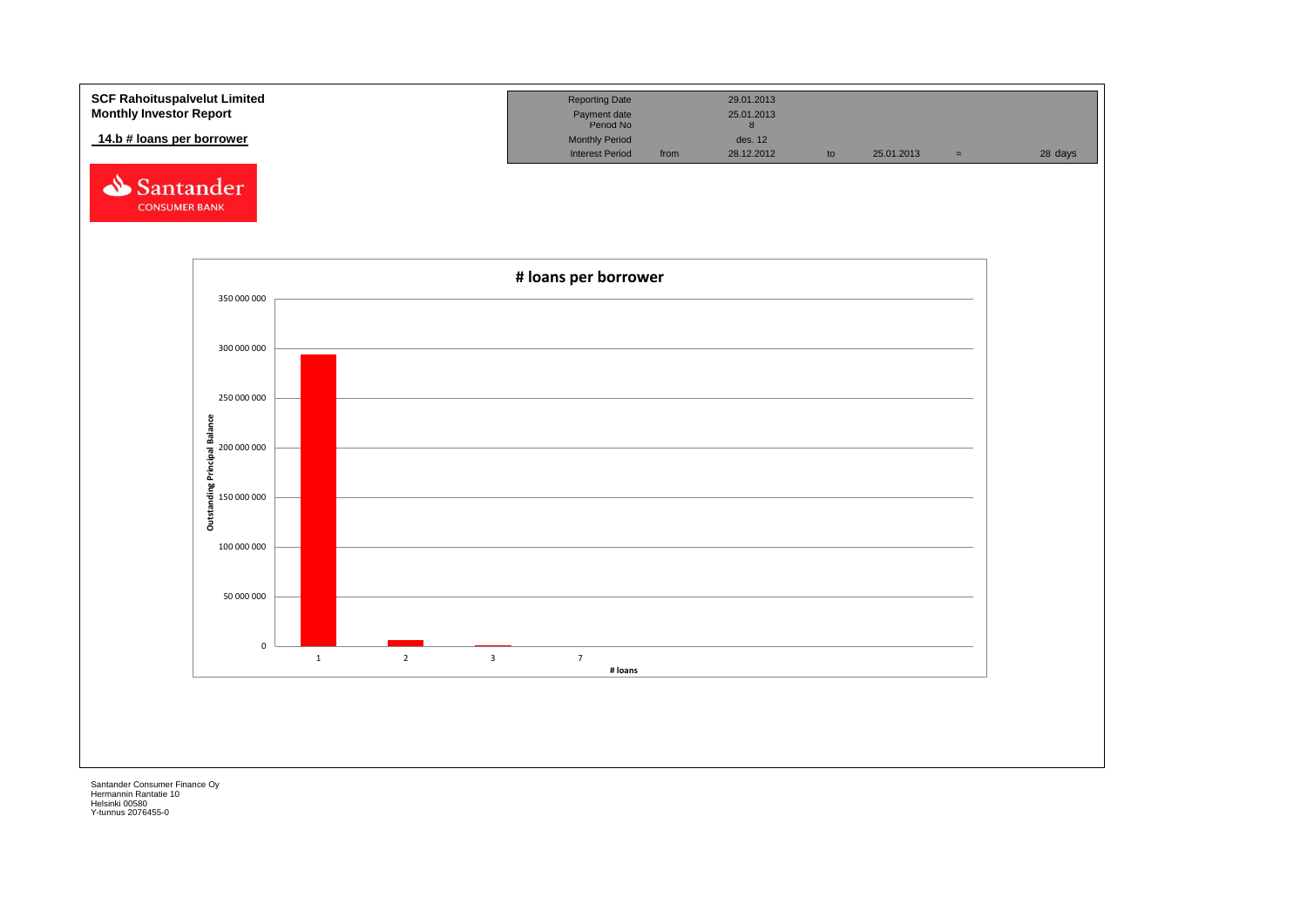**SCF Rahoituspalvelut Limited**
**Monthly Investor Report**

**14.b # loans per borrower**

| Reporting Date | | 29.01.2013 | | | | |
|---|---|---|---|---|---|---|
| Payment date | | 25.01.2013 | | | | |
| Period No | | 8 | | | | |
| Monthly Period | | des. 12 | | | | |
| Interest Period | from | 28.12.2012 | to | 25.01.2013 | = | 28 days |

Santander CONSUMER BANK

**# loans per borrower**

Outstanding Principal Balance

350 000 000
300 000 000
250 000 000
200 000 000
150 000 000
100 000 000
50 000 000
0

1 2 3 7

**# loans**

Santander Consumer Finance Oy
Hermannin Rantatie 10
Helsinki 00580
Y-tunnus 2076455-0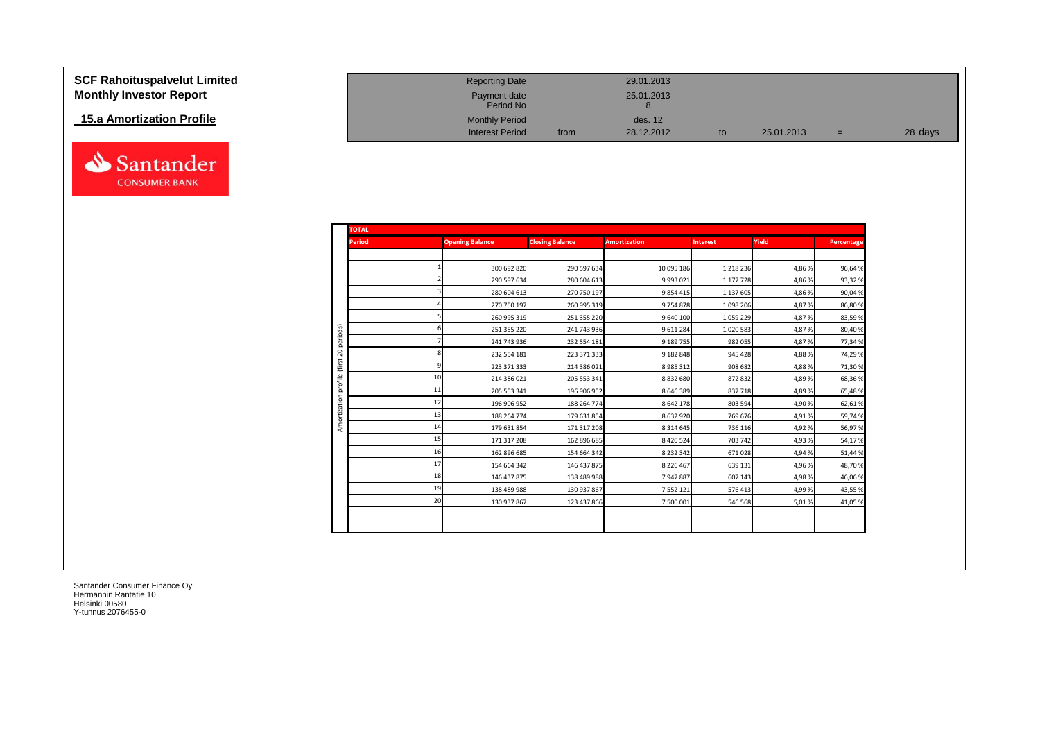# SCF Rahoituspalvelut Limited
## Monthly Investor Report

### 15.a Amortization Profile

| | | | | | | |
|---|---|---|---|---|---|---|
| Reporting Date | | 29.01.2013 | | | | |
| Payment date | | 25.01.2013 | | | | |
| Period No | | 8 | | | | |
| Monthly Period | | des. 12 | | | | |
| Interest Period | from | 28.12.2012 | to | 25.01.2013 | = | 28 days |

**TOTAL**

Amortization profile (first 20 periods)

| Period | Opening Balance | Closing Balance | Amortization | Interest | Yield | Percentage |
|---|---|---|---|---|---|---|
| 1 | 300 692 820 | 290 597 634 | 10 095 186 | 1 218 236 | 4,86 % | 96,64 % |
| 2 | 290 597 634 | 280 604 613 | 9 993 021 | 1 177 728 | 4,86 % | 93,32 % |
| 3 | 280 604 613 | 270 750 197 | 9 854 415 | 1 137 605 | 4,86 % | 90,04 % |
| 4 | 270 750 197 | 260 995 319 | 9 754 878 | 1 098 206 | 4,87 % | 86,80 % |
| 5 | 260 995 319 | 251 355 220 | 9 640 100 | 1 059 229 | 4,87 % | 83,59 % |
| 6 | 251 355 220 | 241 743 936 | 9 611 284 | 1 020 583 | 4,87 % | 80,40 % |
| 7 | 241 743 936 | 232 554 181 | 9 189 755 | 982 055 | 4,87 % | 77,34 % |
| 8 | 232 554 181 | 223 371 333 | 9 182 848 | 945 428 | 4,88 % | 74,29 % |
| 9 | 223 371 333 | 214 386 021 | 8 985 312 | 908 682 | 4,88 % | 71,30 % |
| 10 | 214 386 021 | 205 553 341 | 8 832 680 | 872 832 | 4,89 % | 68,36 % |
| 11 | 205 553 341 | 196 906 952 | 8 646 389 | 837 718 | 4,89 % | 65,48 % |
| 12 | 196 906 952 | 188 264 774 | 8 642 178 | 803 594 | 4,90 % | 62,61 % |
| 13 | 188 264 774 | 179 631 854 | 8 632 920 | 769 676 | 4,91 % | 59,74 % |
| 14 | 179 631 854 | 171 317 208 | 8 314 645 | 736 116 | 4,92 % | 56,97 % |
| 15 | 171 317 208 | 162 896 685 | 8 420 524 | 703 742 | 4,93 % | 54,17 % |
| 16 | 162 896 685 | 154 664 342 | 8 232 342 | 671 028 | 4,94 % | 51,44 % |
| 17 | 154 664 342 | 146 437 875 | 8 226 467 | 639 131 | 4,96 % | 48,70 % |
| 18 | 146 437 875 | 138 489 988 | 7 947 887 | 607 143 | 4,98 % | 46,06 % |
| 19 | 138 489 988 | 130 937 867 | 7 552 121 | 576 413 | 4,99 % | 43,55 % |
| 20 | 130 937 867 | 123 437 866 | 7 500 001 | 546 568 | 5,01 % | 41,05 % |

Santander Consumer Finance Oy
Hermannin Rantatie 10
Helsinki 00580
Y-tunnus 2076455-0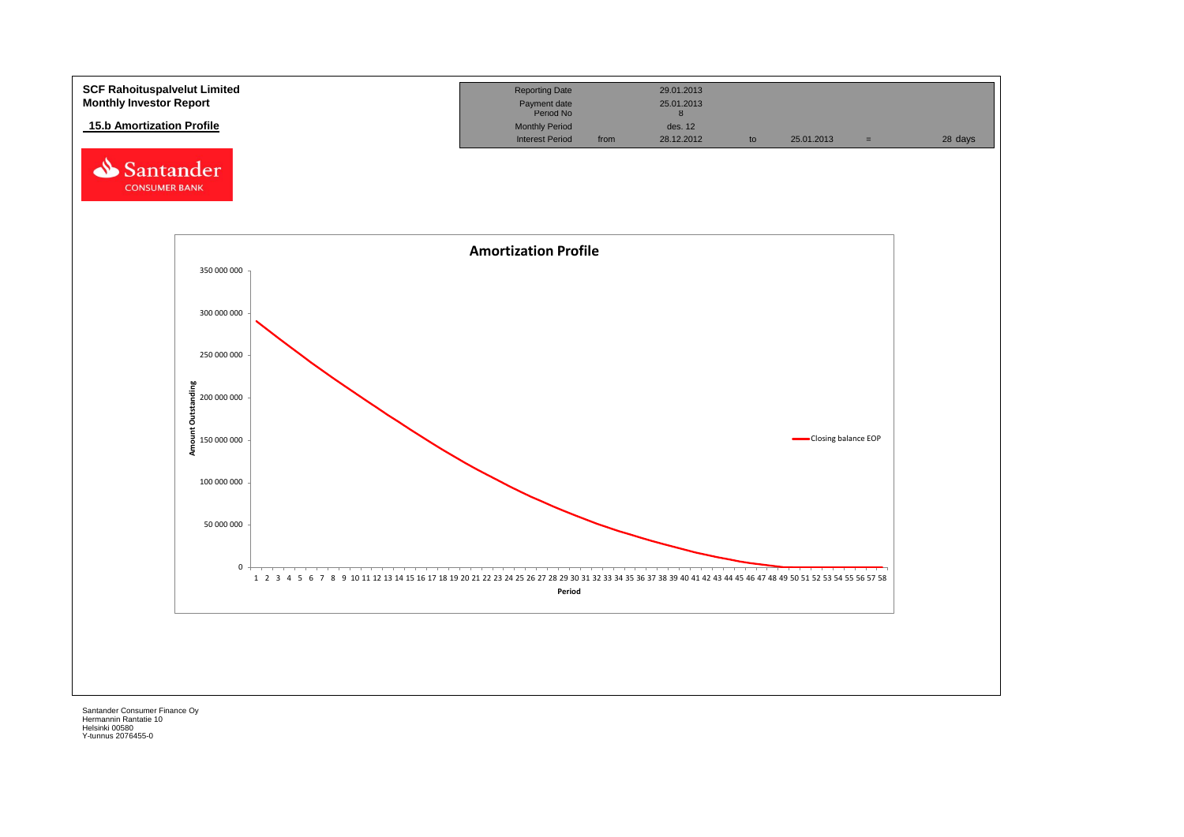**SCF Rahoituspalvelut Limited**
**Monthly Investor Report**

**15.b Amortization Profile**

Santander CONSUMER BANK

| Reporting Date | | 29.01.2013 | | | | |
|---|---|---|---|---|---|---|
| Payment date | | 25.01.2013 | | | | |
| Period No | | 8 | | | | |
| Monthly Period | | des. 12 | | | | |
| Interest Period | from | 28.12.2012 | to | 25.01.2013 | = | 28 days |

**Amortization Profile**

Amount Outstanding (y-axis): 0; 50 000 000; 100 000 000; 150 000 000; 200 000 000; 250 000 000; 300 000 000; 350 000 000

Period (x-axis): 1 2 3 4 5 6 7 8 9 10 11 12 13 14 15 16 17 18 19 20 21 22 23 24 25 26 27 28 29 30 31 32 33 34 35 36 37 38 39 40 41 42 43 44 45 46 47 48 49 50 51 52 53 54 55 56 57 58

Legend: Closing balance EOP

Santander Consumer Finance Oy
Hermannin Rantatie 10
Helsinki 00580
Y-tunnus 2076455-0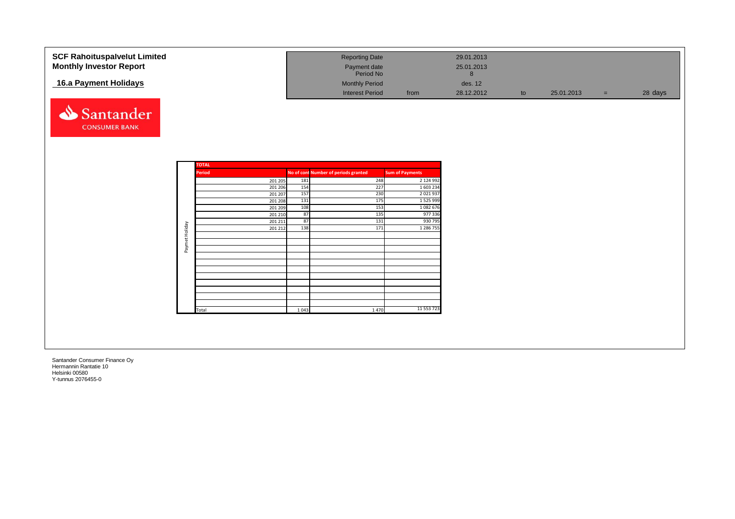# SCF Rahoituspalvelut Limited
## Monthly Investor Report

### 16.a Payment Holidays

| | | | | | | | |
|---|---|---|---|---|---|---|---|
| Reporting Date | | 29.01.2013 | | | | | |
| Payment date | | 25.01.2013 | | | | | |
| Period No | | 8 | | | | | |
| Monthly Period | | des. 12 | | | | | |
| Interest Period | from | 28.12.2012 | to | 25.01.2013 | = | 28 | days |

Santander CONSUMER BANK

| Paymet Holiday | TOTAL | | | |
|---|---|---|---|---|
| | Period | No of cont | Number of periods granted | Sum of Payments |
| | 201 205 | 181 | 248 | 2 124 992 |
| | 201 206 | 154 | 227 | 1 603 234 |
| | 201 207 | 157 | 230 | 2 021 937 |
| | 201 208 | 131 | 175 | 1 525 999 |
| | 201 209 | 108 | 153 | 1 082 676 |
| | 201 210 | 87 | 135 | 977 336 |
| | 201 211 | 87 | 131 | 930 795 |
| | 201 212 | 138 | 171 | 1 286 755 |
| | Total | 1 043 | 1 470 | 11 553 723 |

Santander Consumer Finance Oy
Hermannin Rantatie 10
Helsinki 00580
Y-tunnus 2076455-0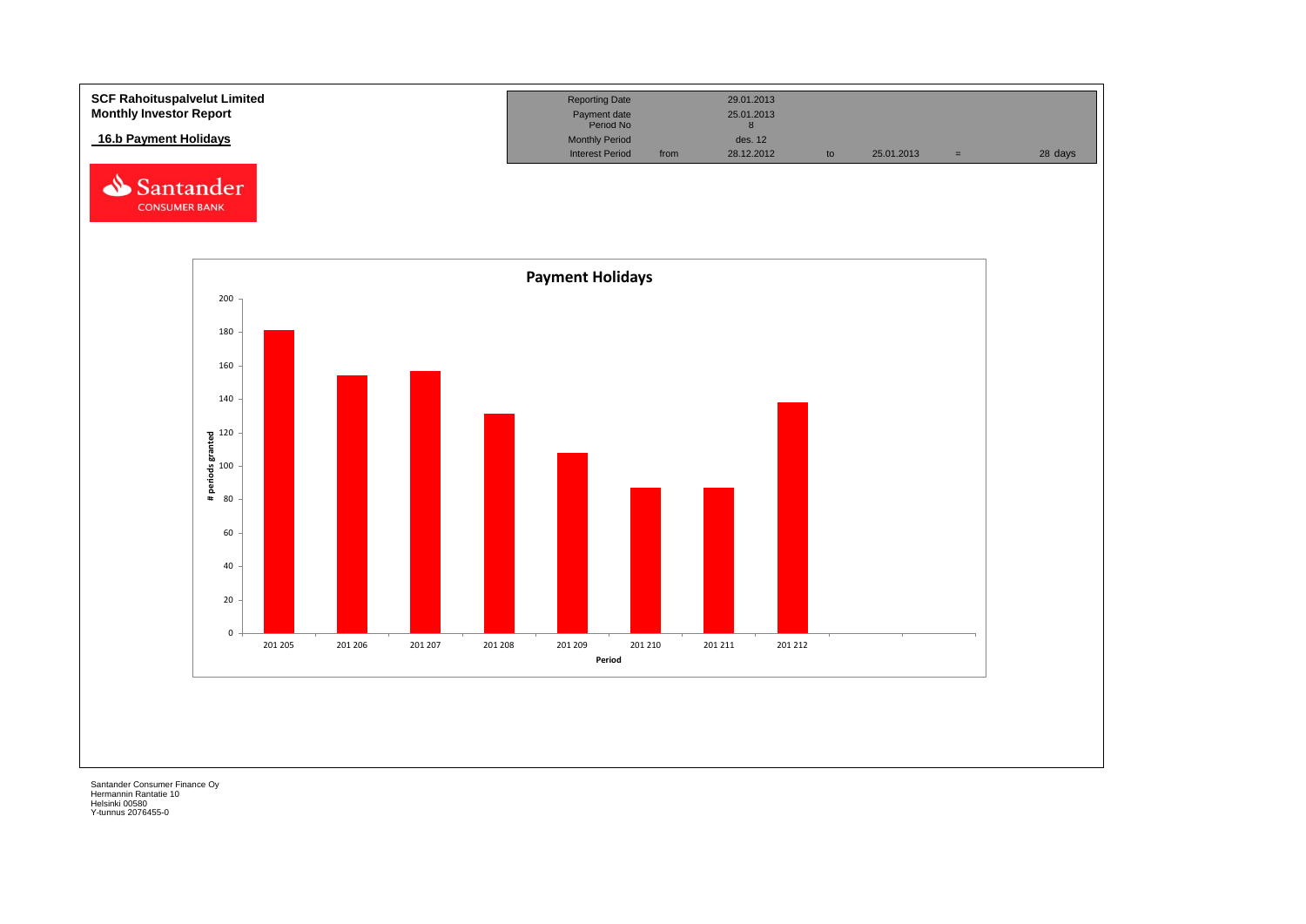**SCF Rahoituspalvelut Limited**
**Monthly Investor Report**

**16.b Payment Holidays**

| Reporting Date | | 29.01.2013 | | | | |
|---|---|---|---|---|---|---|
| Payment date | | 25.01.2013 | | | | |
| Period No | | 8 | | | | |
| Monthly Period | | des. 12 | | | | |
| Interest Period | from | 28.12.2012 | to | 25.01.2013 | = | 28 days |

**Payment Holidays**

| Period | # periods granted |
|---|---|
| 201 205 | 181 |
| 201 206 | 154 |
| 201 207 | 157 |
| 201 208 | 131 |
| 201 209 | 108 |
| 201 210 | 87 |
| 201 211 | 87 |
| 201 212 | 138 |

Santander Consumer Finance Oy
Hermannin Rantatie 10
Helsinki 00580
Y-tunnus 2076455-0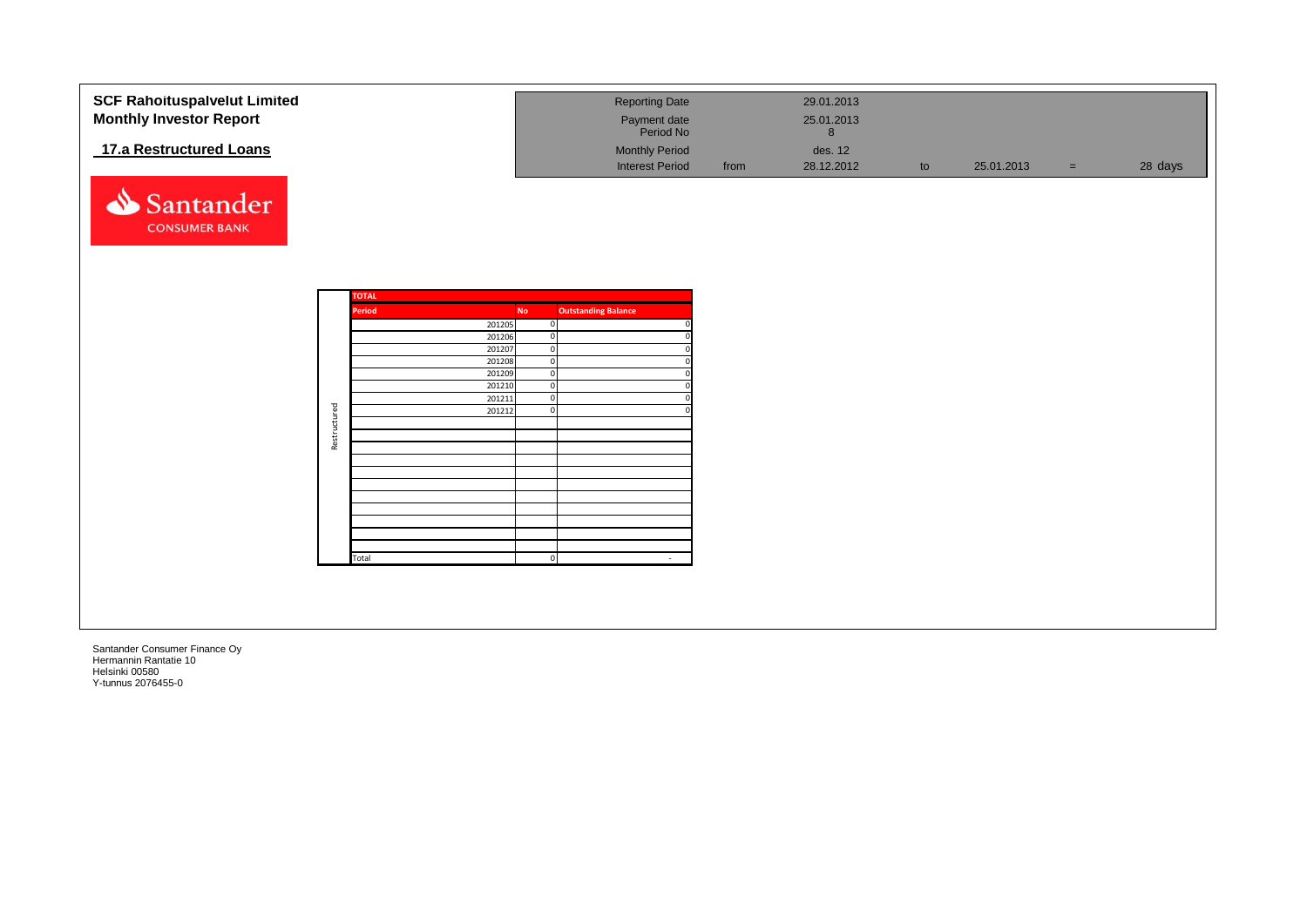**SCF Rahoituspalvelut Limited**
**Monthly Investor Report**

## 17.a Restructured Loans

| | | | | | | |
|---|---|---|---|---|---|---|
| Reporting Date | | 29.01.2013 | | | | |
| Payment date | | 25.01.2013 | | | | |
| Period No | | 8 | | | | |
| Monthly Period | | des. 12 | | | | |
| Interest Period | from | 28.12.2012 | to | 25.01.2013 | = | 28 days |

Santander CONSUMER BANK

| | TOTAL | | |
|---|---|---|---|
| | Period | No | Outstanding Balance |
| Restructured | 201205 | 0 | 0 |
| | 201206 | 0 | 0 |
| | 201207 | 0 | 0 |
| | 201208 | 0 | 0 |
| | 201209 | 0 | 0 |
| | 201210 | 0 | 0 |
| | 201211 | 0 | 0 |
| | 201212 | 0 | 0 |
| | Total | 0 | - |

Santander Consumer Finance Oy
Hermannin Rantatie 10
Helsinki 00580
Y-tunnus 2076455-0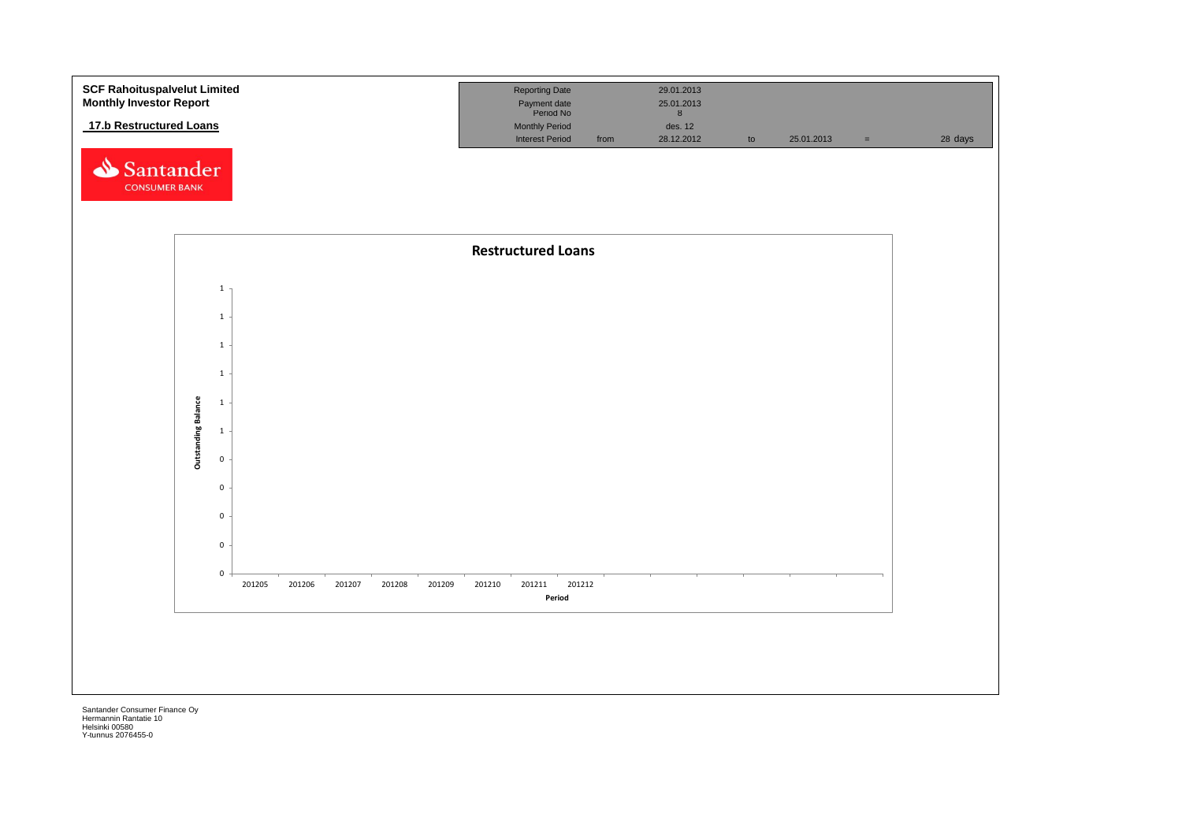**SCF Rahoituspalvelut Limited**
**Monthly Investor Report**

## 17.b Restructured Loans

| | | | | | | |
|---|---|---|---|---|---|---|
| Reporting Date | | 29.01.2013 | | | | |
| Payment date | | 25.01.2013 | | | | |
| Period No | | 8 | | | | |
| Monthly Period | | des. 12 | | | | |
| Interest Period | from | 28.12.2012 | to | 25.01.2013 | = | 28 days |

Restructured Loans

Outstanding Balance: 1, 1, 1, 1, 1, 1, 0, 0, 0, 0, 0

Period: 201205, 201206, 201207, 201208, 201209, 201210, 201211, 201212

Santander Consumer Finance Oy
Hermannin Rantatie 10
Helsinki 00580
Y-tunnus 2076455-0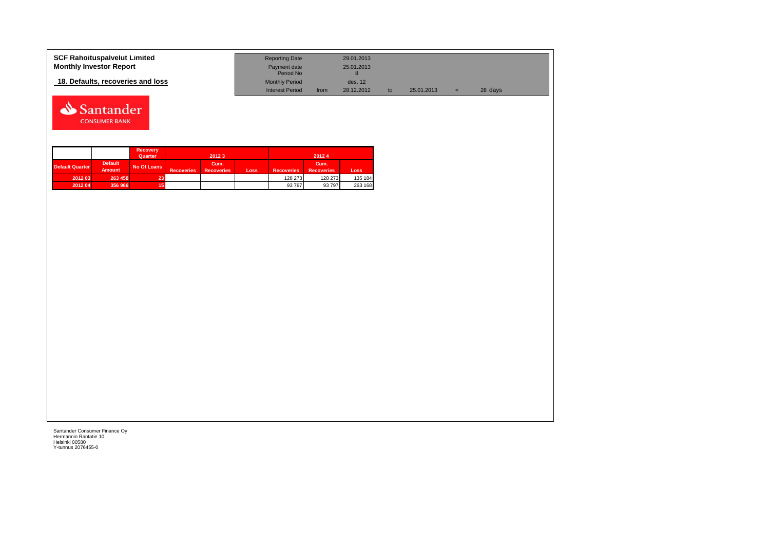**SCF Rahoituspalvelut Limited**
**Monthly Investor Report**

**18. Defaults, recoveries and loss**

| Reporting Date | | 29.01.2013 | | | | |
|---|---|---|---|---|---|---|
| Payment date | | 25.01.2013 | | | | |
| Period No | | 8 | | | | |
| Monthly Period | | des. 12 | | | | |
| Interest Period | from | 28.12.2012 | to | 25.01.2013 | = | 28 days |

| | | Recovery Quarter | 2012 3 | | | 2012 4 | | |
|---|---|---|---|---|---|---|---|---|
| Default Quarter | Default Amount | No Of Loans | Recoveries | Cum. Recoveries | Loss | Recoveries | Cum. Recoveries | Loss |
| 2012 03 | 263 458 | 23 | | | | 128 273 | 128 273 | 135 184 |
| 2012 04 | 356 966 | 15 | | | | 93 797 | 93 797 | 263 168 |

Santander Consumer Finance Oy
Hermannin Rantatie 10
Helsinki 00580
Y-tunnus 2076455-0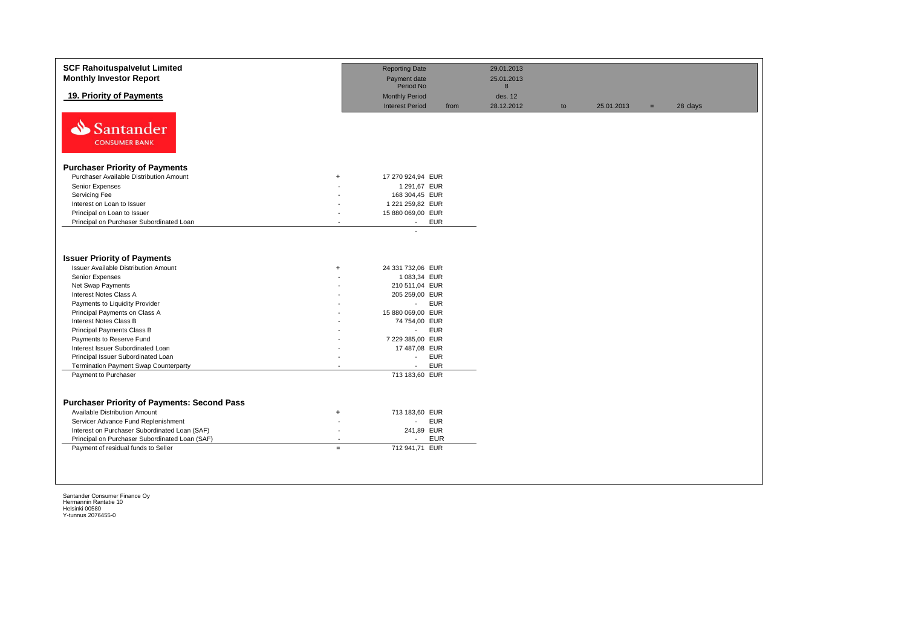**SCF Rahoituspalvelut Limited**
**Monthly Investor Report**

## 19. Priority of Payments

| | | | | | | | |
|---|---|---|---|---|---|---|---|
| Reporting Date | | 29.01.2013 | | | | | |
| Payment date | | 25.01.2013 | | | | | |
| Period No | | 8 | | | | | |
| Monthly Period | | des. 12 | | | | | |
| Interest Period | from | 28.12.2012 | to | 25.01.2013 | = | 28 days | |

Santander
CONSUMER BANK

### Purchaser Priority of Payments

| | | | |
|---|---|---|---|
| Purchaser Available Distribution Amount | + | 17 270 924,94 | EUR |
| Senior Expenses | - | 1 291,67 | EUR |
| Servicing Fee | - | 168 304,45 | EUR |
| Interest on Loan to Issuer | - | 1 221 259,82 | EUR |
| Principal on Loan to Issuer | - | 15 880 069,00 | EUR |
| Principal on Purchaser Subordinated Loan | - | - | EUR |
| | | - | |

### Issuer Priority of Payments

| | | | |
|---|---|---|---|
| Issuer Available Distribution Amount | + | 24 331 732,06 | EUR |
| Senior Expenses | - | 1 083,34 | EUR |
| Net Swap Payments | - | 210 511,04 | EUR |
| Interest Notes Class A | - | 205 259,00 | EUR |
| Payments to Liquidity Provider | - | - | EUR |
| Principal Payments on Class A | - | 15 880 069,00 | EUR |
| Interest Notes Class B | - | 74 754,00 | EUR |
| Principal Payments Class B | - | - | EUR |
| Payments to Reserve Fund | - | 7 229 385,00 | EUR |
| Interest Issuer Subordinated Loan | - | 17 487,08 | EUR |
| Principal Issuer Subordinated Loan | - | - | EUR |
| Termination Payment Swap Counterparty | - | - | EUR |
| Payment to Purchaser | | 713 183,60 | EUR |

### Purchaser Priority of Payments: Second Pass

| | | | |
|---|---|---|---|
| Available Distribution Amount | + | 713 183,60 | EUR |
| Servicer Advance Fund Replenishment | - | - | EUR |
| Interest on Purchaser Subordinated Loan (SAF) | - | 241,89 | EUR |
| Principal on Purchaser Subordinated Loan (SAF) | - | - | EUR |
| Payment of residual funds to Seller | = | 712 941,71 | EUR |

Santander Consumer Finance Oy
Hermannin Rantatie 10
Helsinki 00580
Y-tunnus 2076455-0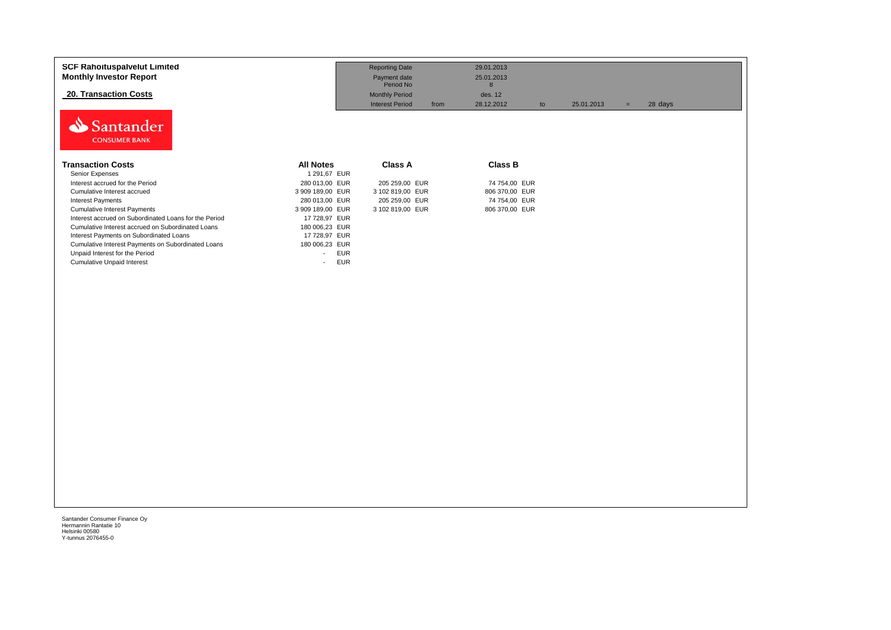**SCF Rahoituspalvelut Limited**
**Monthly Investor Report**

## 20. Transaction Costs

| | | | | | | | |
|---|---|---|---|---|---|---|---|
| Reporting Date | | 29.01.2013 | | | | | |
| Payment date | | 25.01.2013 | | | | | |
| Period No | | 8 | | | | | |
| Monthly Period | | des. 12 | | | | | |
| Interest Period | from | 28.12.2012 | to | 25.01.2013 | = | 28 days | |

Santander CONSUMER BANK

| Transaction Costs | All Notes | Class A | Class B |
|---|---|---|---|
| Senior Expenses | 1 291,67 EUR | | |
| Interest accrued for the Period | 280 013,00 EUR | 205 259,00 EUR | 74 754,00 EUR |
| Cumulative Interest accrued | 3 909 189,00 EUR | 3 102 819,00 EUR | 806 370,00 EUR |
| Interest Payments | 280 013,00 EUR | 205 259,00 EUR | 74 754,00 EUR |
| Cumulative Interest Payments | 3 909 189,00 EUR | 3 102 819,00 EUR | 806 370,00 EUR |
| Interest accrued on Subordinated Loans for the Period | 17 728,97 EUR | | |
| Cumulative Interest accrued on Subordinated Loans | 180 006,23 EUR | | |
| Interest Payments on Subordinated Loans | 17 728,97 EUR | | |
| Cumulative Interest Payments on Subordinated Loans | 180 006,23 EUR | | |
| Unpaid Interest for the Period | - EUR | | |
| Cumulative Unpaid Interest | - EUR | | |

Santander Consumer Finance Oy
Hermannin Rantatie 10
Helsinki 00580
Y-tunnus 2076455-0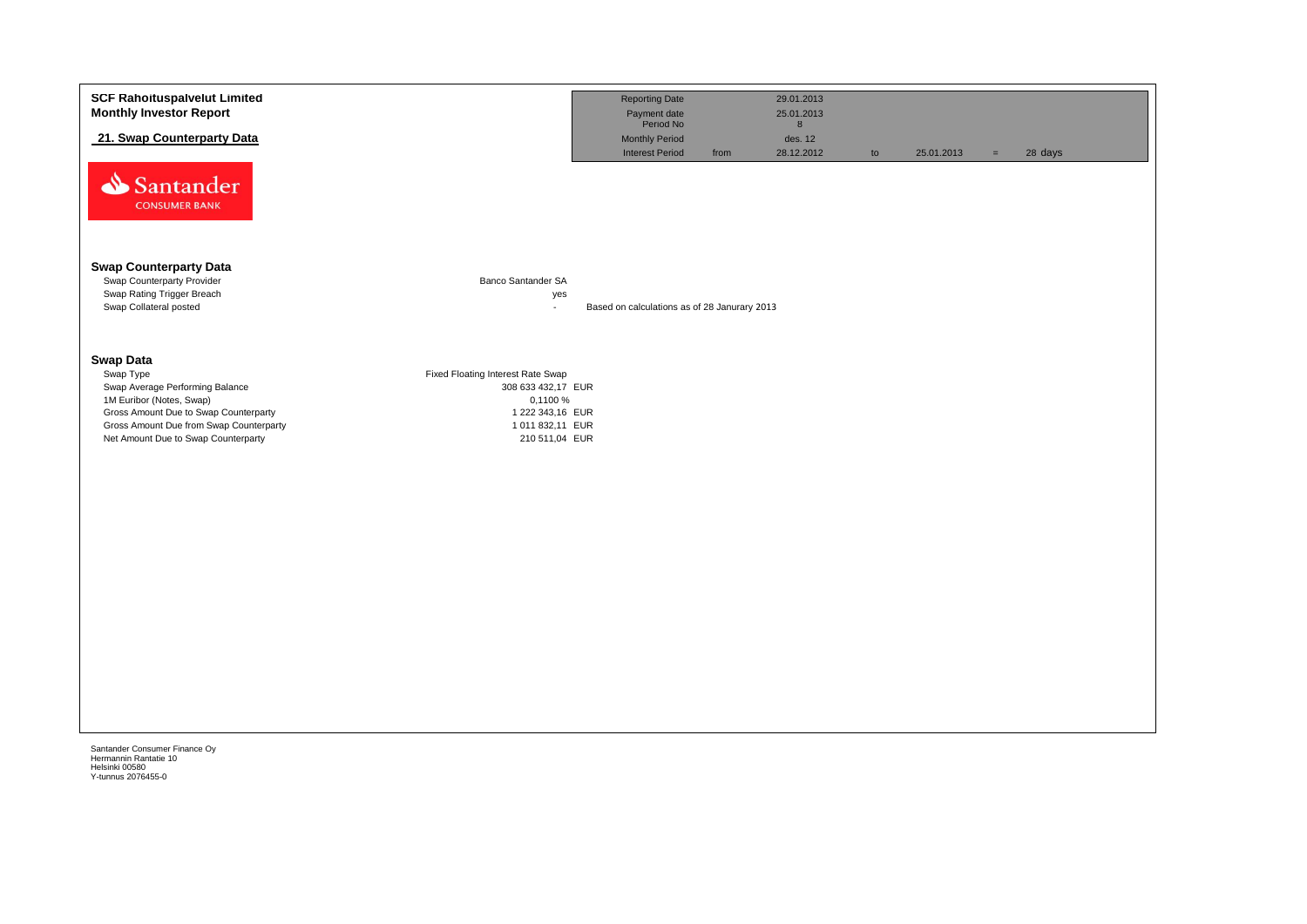**SCF Rahoituspalvelut Limited**
**Monthly Investor Report**

**21. Swap Counterparty Data**

| | | | | | | |
|---|---|---|---|---|---|---|
| Reporting Date | | 29.01.2013 | | | | |
| Payment date | | 25.01.2013 | | | | |
| Period No | | 8 | | | | |
| Monthly Period | | des. 12 | | | | |
| Interest Period | from | 28.12.2012 | to | 25.01.2013 | = | 28 days |

Santander CONSUMER BANK

## Swap Counterparty Data

| | | |
|---|---|---|
| Swap Counterparty Provider | Banco Santander SA | |
| Swap Rating Trigger Breach | yes | |
| Swap Collateral posted | - | Based on calculations as of 28 Janurary 2013 |

## Swap Data

| | |
|---|---|
| Swap Type | Fixed Floating Interest Rate Swap |
| Swap Average Performing Balance | 308 633 432,17 EUR |
| 1M Euribor (Notes, Swap) | 0,1100 % |
| Gross Amount Due to Swap Counterparty | 1 222 343,16 EUR |
| Gross Amount Due from Swap Counterparty | 1 011 832,11 EUR |
| Net Amount Due to Swap Counterparty | 210 511,04 EUR |

Santander Consumer Finance Oy
Hermannin Rantatie 10
Helsinki 00580
Y-tunnus 2076455-0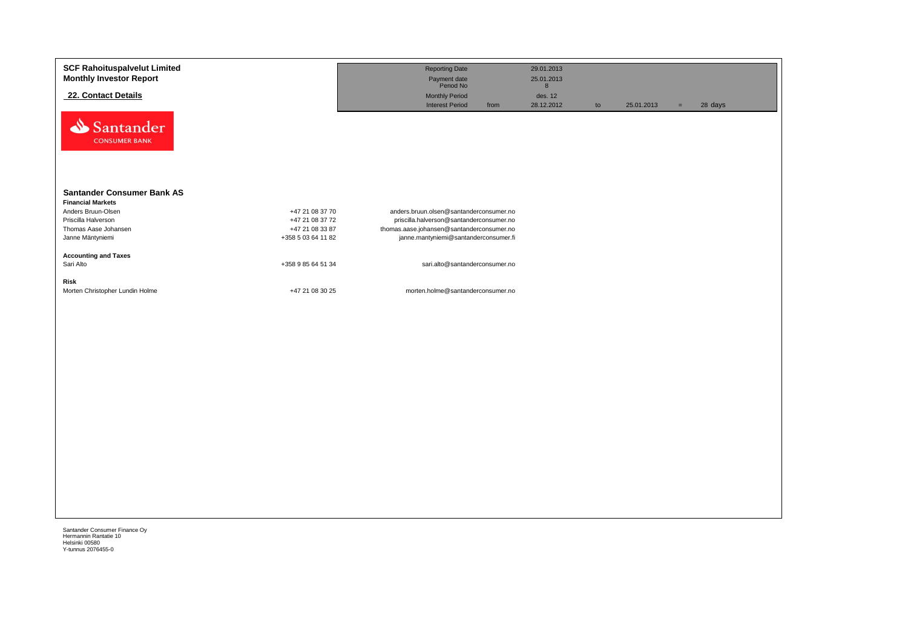**SCF Rahoituspalvelut Limited**
**Monthly Investor Report**

## 22. Contact Details

| | | | | | | |
|---|---|---|---|---|---|---|
| Reporting Date | | 29.01.2013 | | | | |
| Payment date | | 25.01.2013 | | | | |
| Period No | | 8 | | | | |
| Monthly Period | | des. 12 | | | | |
| Interest Period | from | 28.12.2012 | to | 25.01.2013 | = | 28 days |

Santander CONSUMER BANK

### Santander Consumer Bank AS

**Financial Markets**

| | | |
|---|---|---|
| Anders Bruun-Olsen | +47 21 08 37 70 | anders.bruun.olsen@santanderconsumer.no |
| Priscilla Halverson | +47 21 08 37 72 | priscilla.halverson@santanderconsumer.no |
| Thomas Aase Johansen | +47 21 08 33 87 | thomas.aase.johansen@santanderconsumer.no |
| Janne Mäntyniemi | +358 5 03 64 11 82 | janne.mantyniemi@santanderconsumer.fi |

**Accounting and Taxes**

| | | |
|---|---|---|
| Sari Alto | +358 9 85 64 51 34 | sari.alto@santanderconsumer.no |

**Risk**

| | | |
|---|---|---|
| Morten Christopher Lundin Holme | +47 21 08 30 25 | morten.holme@santanderconsumer.no |

Santander Consumer Finance Oy
Hermannin Rantatie 10
Helsinki 00580
Y-tunnus 2076455-0